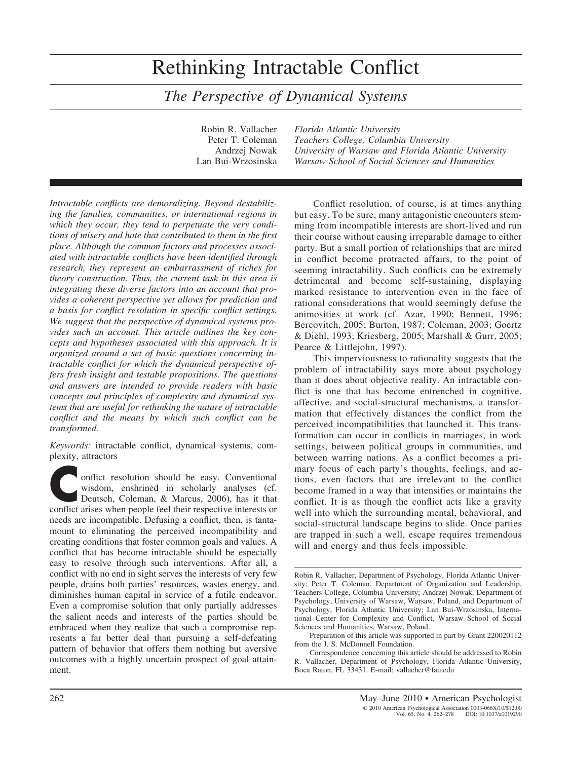# Rethinking Intractable Conflict

## *The Perspective of Dynamical Systems*

Robin R. Vallacher — *Florida Atlantic University*
Peter T. Coleman — *Teachers College, Columbia University*
Andrzej Nowak — *University of Warsaw and Florida Atlantic University*
Lan Bui-Wrzosinska — *Warsaw School of Social Sciences and Humanities*

*Intractable conflicts are demoralizing. Beyond destabilizing the families, communities, or international regions in which they occur, they tend to perpetuate the very conditions of misery and hate that contributed to them in the first place. Although the common factors and processes associated with intractable conflicts have been identified through research, they represent an embarrassment of riches for theory construction. Thus, the current task in this area is integrating these diverse factors into an account that provides a coherent perspective yet allows for prediction and a basis for conflict resolution in specific conflict settings. We suggest that the perspective of dynamical systems provides such an account. This article outlines the key concepts and hypotheses associated with this approach. It is organized around a set of basic questions concerning intractable conflict for which the dynamical perspective offers fresh insight and testable propositions. The questions and answers are intended to provide readers with basic concepts and principles of complexity and dynamical systems that are useful for rethinking the nature of intractable conflict and the means by which such conflict can be transformed.*

*Keywords:* intractable conflict, dynamical systems, complexity, attractors

Conflict resolution should be easy. Conventional wisdom, enshrined in scholarly analyses (cf. Deutsch, Coleman, & Marcus, 2006), has it that conflict arises when people feel their respective interests or needs are incompatible. Defusing a conflict, then, is tantamount to eliminating the perceived incompatibility and creating conditions that foster common goals and values. A conflict that has become intractable should be especially easy to resolve through such interventions. After all, a conflict with no end in sight serves the interests of very few people, drains both parties' resources, wastes energy, and diminishes human capital in service of a futile endeavor. Even a compromise solution that only partially addresses the salient needs and interests of the parties should be embraced when they realize that such a compromise represents a far better deal than pursuing a self-defeating pattern of behavior that offers them nothing but aversive outcomes with a highly uncertain prospect of goal attainment.

Conflict resolution, of course, is at times anything but easy. To be sure, many antagonistic encounters stemming from incompatible interests are short-lived and run their course without causing irreparable damage to either party. But a small portion of relationships that are mired in conflict become protracted affairs, to the point of seeming intractability. Such conflicts can be extremely detrimental and become self-sustaining, displaying marked resistance to intervention even in the face of rational considerations that would seemingly defuse the animosities at work (cf. Azar, 1990; Bennett, 1996; Bercovitch, 2005; Burton, 1987; Coleman, 2003; Goertz & Diehl, 1993; Kriesberg, 2005; Marshall & Gurr, 2005; Pearce & Littlejohn, 1997).

This imperviousness to rationality suggests that the problem of intractability says more about psychology than it does about objective reality. An intractable conflict is one that has become entrenched in cognitive, affective, and social-structural mechanisms, a transformation that effectively distances the conflict from the perceived incompatibilities that launched it. This transformation can occur in conflicts in marriages, in work settings, between political groups in communities, and between warring nations. As a conflict becomes a primary focus of each party's thoughts, feelings, and actions, even factors that are irrelevant to the conflict become framed in a way that intensifies or maintains the conflict. It is as though the conflict acts like a gravity well into which the surrounding mental, behavioral, and social-structural landscape begins to slide. Once parties are trapped in such a well, escape requires tremendous will and energy and thus feels impossible.

---

Robin R. Vallacher, Department of Psychology, Florida Atlantic University; Peter T. Coleman, Department of Organization and Leadership, Teachers College, Columbia University; Andrzej Nowak, Department of Psychology, University of Warsaw, Warsaw, Poland, and Department of Psychology, Florida Atlantic University; Lan Bui-Wrzosinska, International Center for Complexity and Conflict, Warsaw School of Social Sciences and Humanities, Warsaw, Poland.

Preparation of this article was supported in part by Grant 220020112 from the J. S. McDonnell Foundation.

Correspondence concerning this article should be addressed to Robin R. Vallacher, Department of Psychology, Florida Atlantic University, Boca Raton, FL 33431. E-mail: vallacher@fau.edu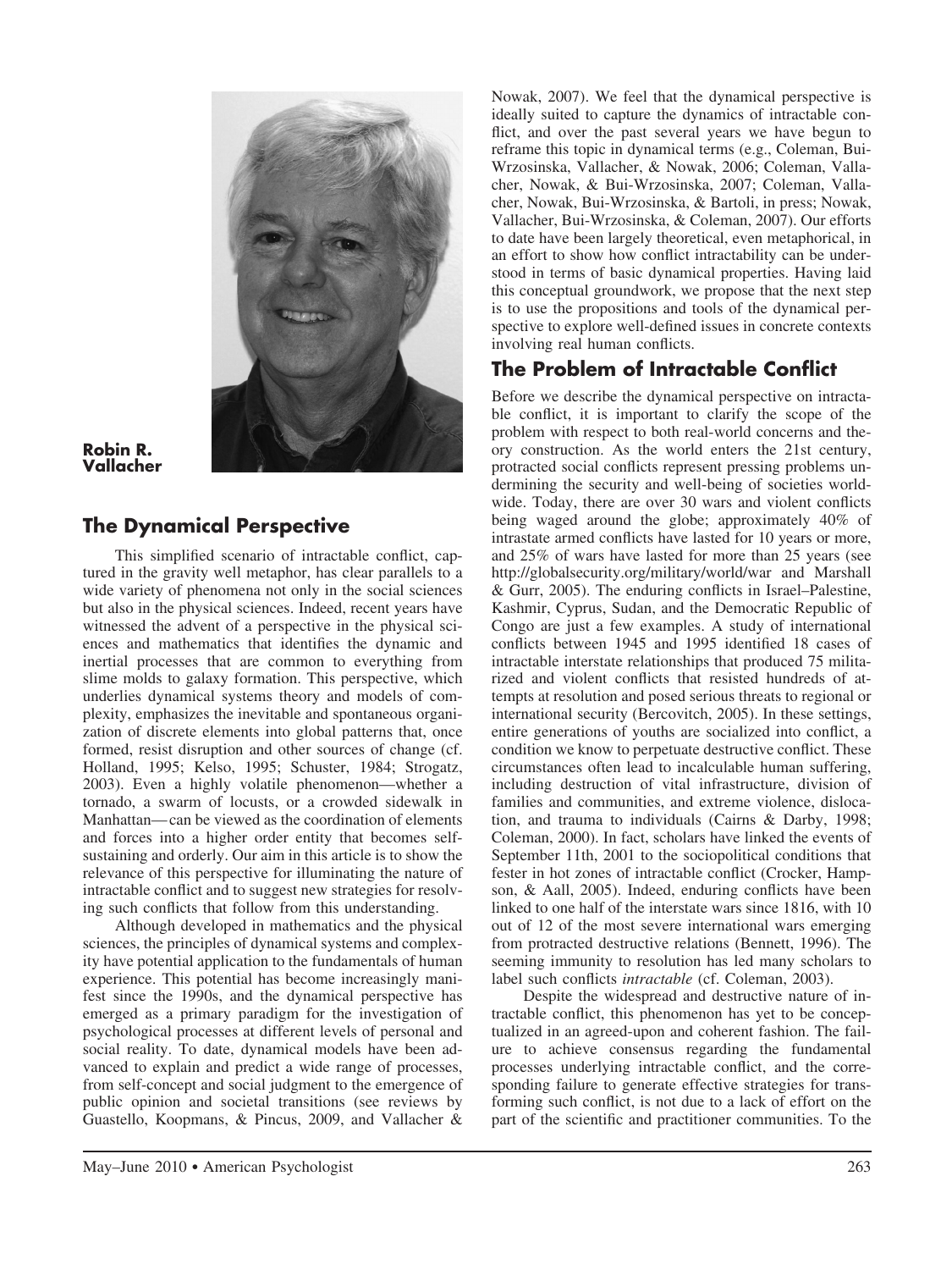**Robin R. Vallacher**

## The Dynamical Perspective

This simplified scenario of intractable conflict, captured in the gravity well metaphor, has clear parallels to a wide variety of phenomena not only in the social sciences but also in the physical sciences. Indeed, recent years have witnessed the advent of a perspective in the physical sciences and mathematics that identifies the dynamic and inertial processes that are common to everything from slime molds to galaxy formation. This perspective, which underlies dynamical systems theory and models of complexity, emphasizes the inevitable and spontaneous organization of discrete elements into global patterns that, once formed, resist disruption and other sources of change (cf. Holland, 1995; Kelso, 1995; Schuster, 1984; Strogatz, 2003). Even a highly volatile phenomenon—whether a tornado, a swarm of locusts, or a crowded sidewalk in Manhattan—can be viewed as the coordination of elements and forces into a higher order entity that becomes self-sustaining and orderly. Our aim in this article is to show the relevance of this perspective for illuminating the nature of intractable conflict and to suggest new strategies for resolving such conflicts that follow from this understanding.

Although developed in mathematics and the physical sciences, the principles of dynamical systems and complexity have potential application to the fundamentals of human experience. This potential has become increasingly manifest since the 1990s, and the dynamical perspective has emerged as a primary paradigm for the investigation of psychological processes at different levels of personal and social reality. To date, dynamical models have been advanced to explain and predict a wide range of processes, from self-concept and social judgment to the emergence of public opinion and societal transitions (see reviews by Guastello, Koopmans, & Pincus, 2009, and Vallacher & Nowak, 2007). We feel that the dynamical perspective is ideally suited to capture the dynamics of intractable conflict, and over the past several years we have begun to reframe this topic in dynamical terms (e.g., Coleman, Bui-Wrzosinska, Vallacher, & Nowak, 2006; Coleman, Vallacher, Nowak, & Bui-Wrzosinska, 2007; Coleman, Vallacher, Nowak, Bui-Wrzosinska, & Bartoli, in press; Nowak, Vallacher, Bui-Wrzosinska, & Coleman, 2007). Our efforts to date have been largely theoretical, even metaphorical, in an effort to show how conflict intractability can be understood in terms of basic dynamical properties. Having laid this conceptual groundwork, we propose that the next step is to use the propositions and tools of the dynamical perspective to explore well-defined issues in concrete contexts involving real human conflicts.

## The Problem of Intractable Conflict

Before we describe the dynamical perspective on intractable conflict, it is important to clarify the scope of the problem with respect to both real-world concerns and theory construction. As the world enters the 21st century, protracted social conflicts represent pressing problems undermining the security and well-being of societies worldwide. Today, there are over 30 wars and violent conflicts being waged around the globe; approximately 40% of intrastate armed conflicts have lasted for 10 years or more, and 25% of wars have lasted for more than 25 years (see http://globalsecurity.org/military/world/war and Marshall & Gurr, 2005). The enduring conflicts in Israel–Palestine, Kashmir, Cyprus, Sudan, and the Democratic Republic of Congo are just a few examples. A study of international conflicts between 1945 and 1995 identified 18 cases of intractable interstate relationships that produced 75 militarized and violent conflicts that resisted hundreds of attempts at resolution and posed serious threats to regional or international security (Bercovitch, 2005). In these settings, entire generations of youths are socialized into conflict, a condition we know to perpetuate destructive conflict. These circumstances often lead to incalculable human suffering, including destruction of vital infrastructure, division of families and communities, and extreme violence, dislocation, and trauma to individuals (Cairns & Darby, 1998; Coleman, 2000). In fact, scholars have linked the events of September 11th, 2001 to the sociopolitical conditions that fester in hot zones of intractable conflict (Crocker, Hampson, & Aall, 2005). Indeed, enduring conflicts have been linked to one half of the interstate wars since 1816, with 10 out of 12 of the most severe international wars emerging from protracted destructive relations (Bennett, 1996). The seeming immunity to resolution has led many scholars to label such conflicts *intractable* (cf. Coleman, 2003).

Despite the widespread and destructive nature of intractable conflict, this phenomenon has yet to be conceptualized in an agreed-upon and coherent fashion. The failure to achieve consensus regarding the fundamental processes underlying intractable conflict, and the corresponding failure to generate effective strategies for transforming such conflict, is not due to a lack of effort on the part of the scientific and practitioner communities. To the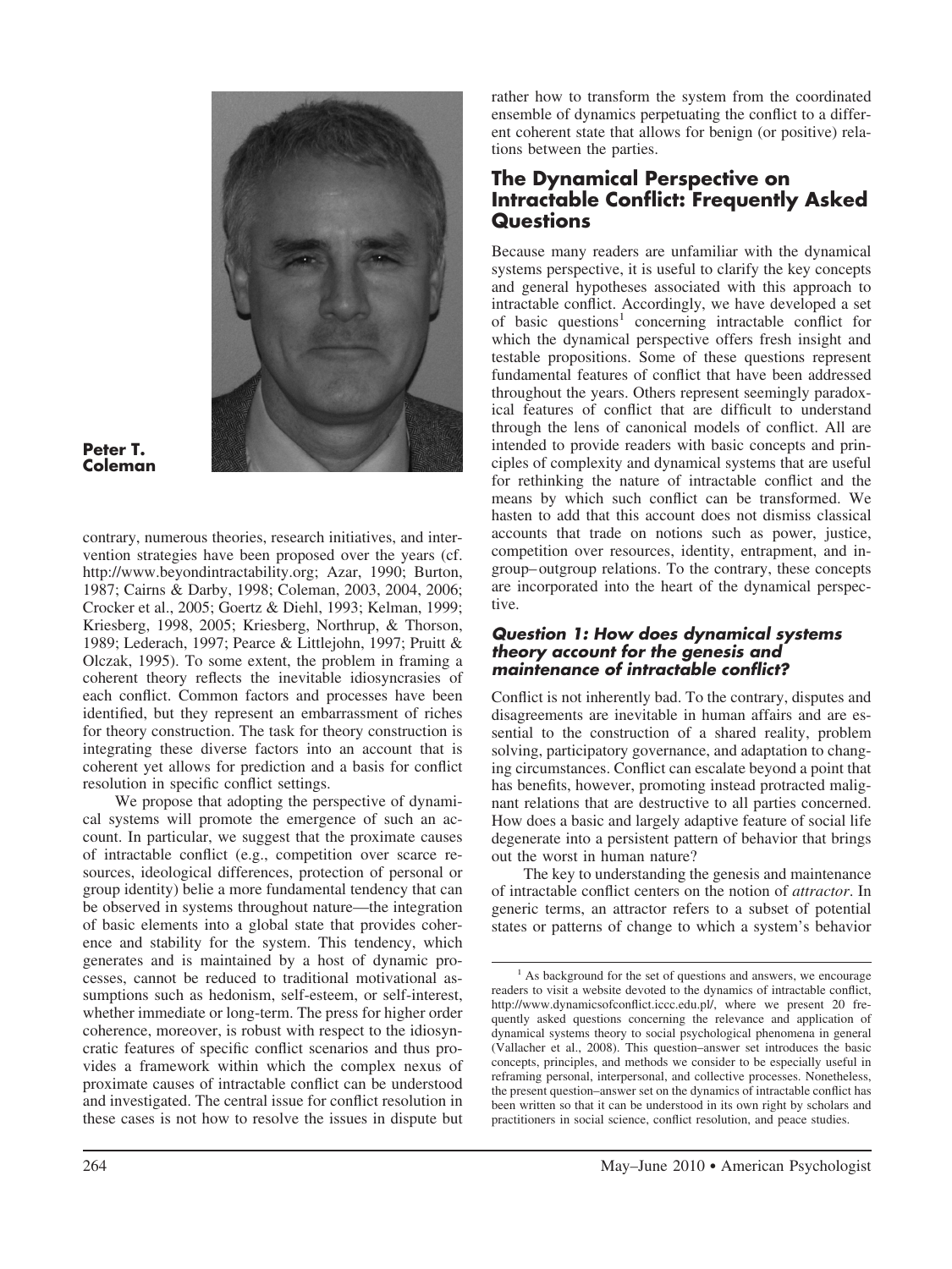Peter T. Coleman

contrary, numerous theories, research initiatives, and intervention strategies have been proposed over the years (cf. http://www.beyondintractability.org; Azar, 1990; Burton, 1987; Cairns & Darby, 1998; Coleman, 2003, 2004, 2006; Crocker et al., 2005; Goertz & Diehl, 1993; Kelman, 1999; Kriesberg, 1998, 2005; Kriesberg, Northrup, & Thorson, 1989; Lederach, 1997; Pearce & Littlejohn, 1997; Pruitt & Olczak, 1995). To some extent, the problem in framing a coherent theory reflects the inevitable idiosyncrasies of each conflict. Common factors and processes have been identified, but they represent an embarrassment of riches for theory construction. The task for theory construction is integrating these diverse factors into an account that is coherent yet allows for prediction and a basis for conflict resolution in specific conflict settings.

We propose that adopting the perspective of dynamical systems will promote the emergence of such an account. In particular, we suggest that the proximate causes of intractable conflict (e.g., competition over scarce resources, ideological differences, protection of personal or group identity) belie a more fundamental tendency that can be observed in systems throughout nature—the integration of basic elements into a global state that provides coherence and stability for the system. This tendency, which generates and is maintained by a host of dynamic processes, cannot be reduced to traditional motivational assumptions such as hedonism, self-esteem, or self-interest, whether immediate or long-term. The press for higher order coherence, moreover, is robust with respect to the idiosyncratic features of specific conflict scenarios and thus provides a framework within which the complex nexus of proximate causes of intractable conflict can be understood and investigated. The central issue for conflict resolution in these cases is not how to resolve the issues in dispute but rather how to transform the system from the coordinated ensemble of dynamics perpetuating the conflict to a different coherent state that allows for benign (or positive) relations between the parties.

## The Dynamical Perspective on Intractable Conflict: Frequently Asked Questions

Because many readers are unfamiliar with the dynamical systems perspective, it is useful to clarify the key concepts and general hypotheses associated with this approach to intractable conflict. Accordingly, we have developed a set of basic questions[1] concerning intractable conflict for which the dynamical perspective offers fresh insight and testable propositions. Some of these questions represent fundamental features of conflict that have been addressed throughout the years. Others represent seemingly paradoxical features of conflict that are difficult to understand through the lens of canonical models of conflict. All are intended to provide readers with basic concepts and principles of complexity and dynamical systems that are useful for rethinking the nature of intractable conflict and the means by which such conflict can be transformed. We hasten to add that this account does not dismiss classical accounts that trade on notions such as power, justice, competition over resources, identity, entrapment, and ingroup–outgroup relations. To the contrary, these concepts are incorporated into the heart of the dynamical perspective.

### *Question 1: How does dynamical systems theory account for the genesis and maintenance of intractable conflict?*

Conflict is not inherently bad. To the contrary, disputes and disagreements are inevitable in human affairs and are essential to the construction of a shared reality, problem solving, participatory governance, and adaptation to changing circumstances. Conflict can escalate beyond a point that has benefits, however, promoting instead protracted malignant relations that are destructive to all parties concerned. How does a basic and largely adaptive feature of social life degenerate into a persistent pattern of behavior that brings out the worst in human nature?

The key to understanding the genesis and maintenance of intractable conflict centers on the notion of *attractor*. In generic terms, an attractor refers to a subset of potential states or patterns of change to which a system's behavior

[1] As background for the set of questions and answers, we encourage readers to visit a website devoted to the dynamics of intractable conflict, http://www.dynamicsofconflict.iccc.edu.pl/, where we present 20 frequently asked questions concerning the relevance and application of dynamical systems theory to social psychological phenomena in general (Vallacher et al., 2008). This question–answer set introduces the basic concepts, principles, and methods we consider to be especially useful in reframing personal, interpersonal, and collective processes. Nonetheless, the present question–answer set on the dynamics of intractable conflict has been written so that it can be understood in its own right by scholars and practitioners in social science, conflict resolution, and peace studies.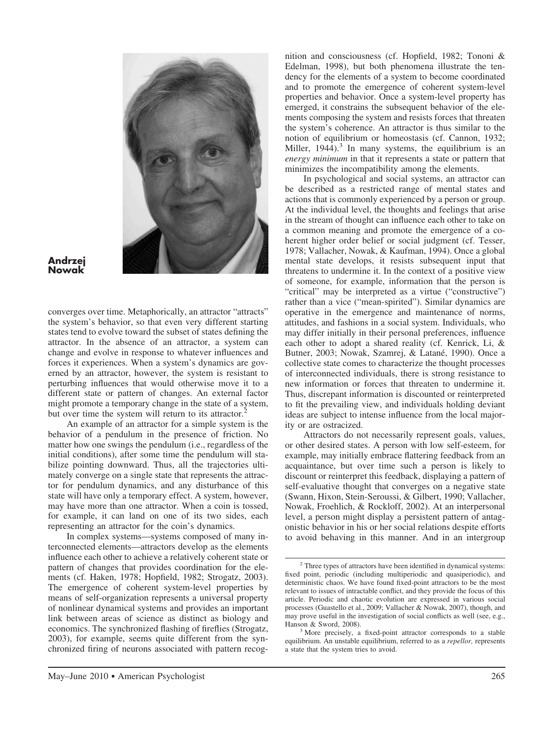**Andrzej Nowak**

converges over time. Metaphorically, an attractor "attracts" the system's behavior, so that even very different starting states tend to evolve toward the subset of states defining the attractor. In the absence of an attractor, a system can change and evolve in response to whatever influences and forces it experiences. When a system's dynamics are governed by an attractor, however, the system is resistant to perturbing influences that would otherwise move it to a different state or pattern of changes. An external factor might promote a temporary change in the state of a system, but over time the system will return to its attractor.[2]

An example of an attractor for a simple system is the behavior of a pendulum in the presence of friction. No matter how one swings the pendulum (i.e., regardless of the initial conditions), after some time the pendulum will stabilize pointing downward. Thus, all the trajectories ultimately converge on a single state that represents the attractor for pendulum dynamics, and any disturbance of this state will have only a temporary effect. A system, however, may have more than one attractor. When a coin is tossed, for example, it can land on one of its two sides, each representing an attractor for the coin's dynamics.

In complex systems—systems composed of many interconnected elements—attractors develop as the elements influence each other to achieve a relatively coherent state or pattern of changes that provides coordination for the elements (cf. Haken, 1978; Hopfield, 1982; Strogatz, 2003). The emergence of coherent system-level properties by means of self-organization represents a universal property of nonlinear dynamical systems and provides an important link between areas of science as distinct as biology and economics. The synchronized flashing of fireflies (Strogatz, 2003), for example, seems quite different from the synchronized firing of neurons associated with pattern recognition and consciousness (cf. Hopfield, 1982; Tononi & Edelman, 1998), but both phenomena illustrate the tendency for the elements of a system to become coordinated and to promote the emergence of coherent system-level properties and behavior. Once a system-level property has emerged, it constrains the subsequent behavior of the elements composing the system and resists forces that threaten the system's coherence. An attractor is thus similar to the notion of equilibrium or homeostasis (cf. Cannon, 1932; Miller, 1944).[3] In many systems, the equilibrium is an *energy minimum* in that it represents a state or pattern that minimizes the incompatibility among the elements.

In psychological and social systems, an attractor can be described as a restricted range of mental states and actions that is commonly experienced by a person or group. At the individual level, the thoughts and feelings that arise in the stream of thought can influence each other to take on a common meaning and promote the emergence of a coherent higher order belief or social judgment (cf. Tesser, 1978; Vallacher, Nowak, & Kaufman, 1994). Once a global mental state develops, it resists subsequent input that threatens to undermine it. In the context of a positive view of someone, for example, information that the person is "critical" may be interpreted as a virtue ("constructive") rather than a vice ("mean-spirited"). Similar dynamics are operative in the emergence and maintenance of norms, attitudes, and fashions in a social system. Individuals, who may differ initially in their personal preferences, influence each other to adopt a shared reality (cf. Kenrick, Li, & Butner, 2003; Nowak, Szamrej, & Latané, 1990). Once a collective state comes to characterize the thought processes of interconnected individuals, there is strong resistance to new information or forces that threaten to undermine it. Thus, discrepant information is discounted or reinterpreted to fit the prevailing view, and individuals holding deviant ideas are subject to intense influence from the local majority or are ostracized.

Attractors do not necessarily represent goals, values, or other desired states. A person with low self-esteem, for example, may initially embrace flattering feedback from an acquaintance, but over time such a person is likely to discount or reinterpret this feedback, displaying a pattern of self-evaluative thought that converges on a negative state (Swann, Hixon, Stein-Seroussi, & Gilbert, 1990; Vallacher, Nowak, Froehlich, & Rockloff, 2002). At an interpersonal level, a person might display a persistent pattern of antagonistic behavior in his or her social relations despite efforts to avoid behaving in this manner. And in an intergroup

[2] Three types of attractors have been identified in dynamical systems: fixed point, periodic (including multiperiodic and quasiperiodic), and deterministic chaos. We have found fixed-point attractors to be the most relevant to issues of intractable conflict, and they provide the focus of this article. Periodic and chaotic evolution are expressed in various social processes (Guastello et al., 2009; Vallacher & Nowak, 2007), though, and may prove useful in the investigation of social conflicts as well (see, e.g., Hanson & Sword, 2008).

[3] More precisely, a fixed-point attractor corresponds to a stable equilibrium. An unstable equilibrium, referred to as a *repellor,* represents a state that the system tries to avoid.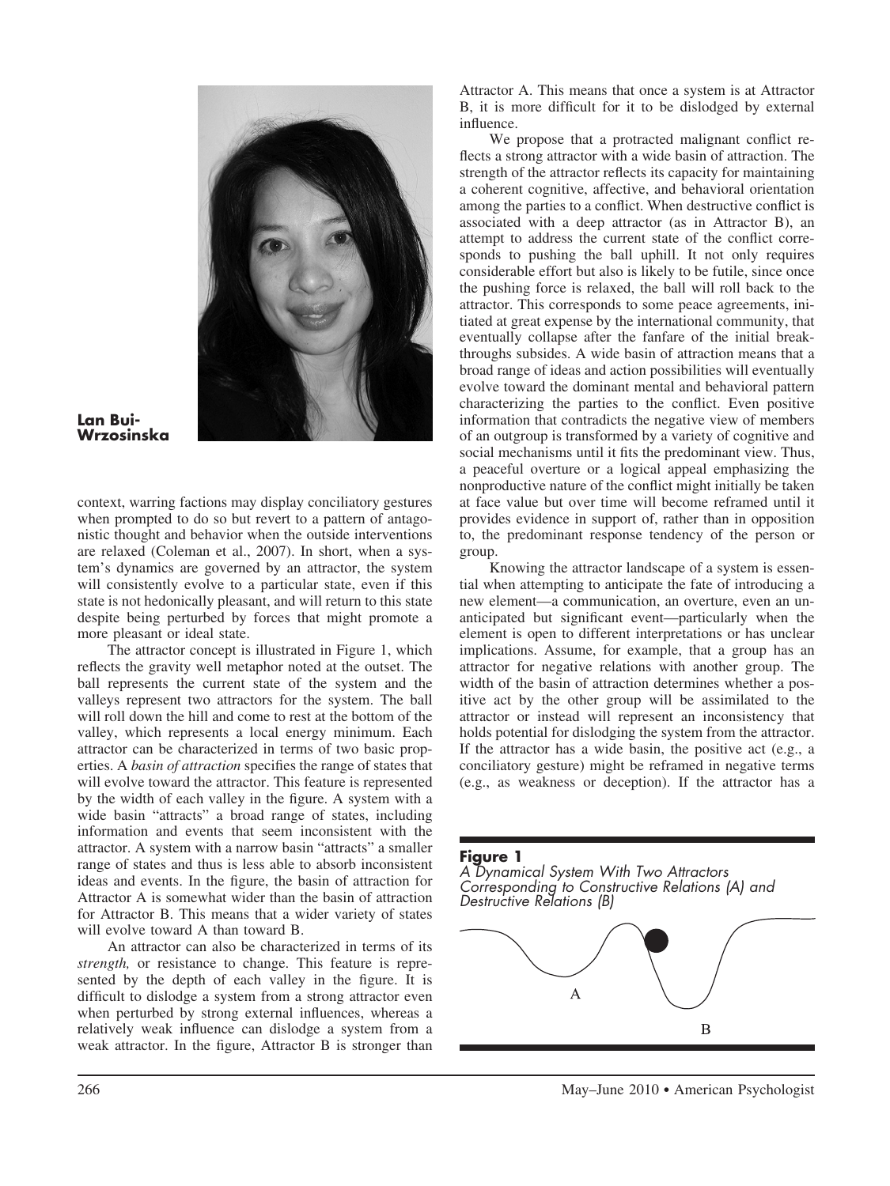**Lan Bui-Wrzosinska**

context, warring factions may display conciliatory gestures when prompted to do so but revert to a pattern of antagonistic thought and behavior when the outside interventions are relaxed (Coleman et al., 2007). In short, when a system's dynamics are governed by an attractor, the system will consistently evolve to a particular state, even if this state is not hedonically pleasant, and will return to this state despite being perturbed by forces that might promote a more pleasant or ideal state.

The attractor concept is illustrated in Figure 1, which reflects the gravity well metaphor noted at the outset. The ball represents the current state of the system and the valleys represent two attractors for the system. The ball will roll down the hill and come to rest at the bottom of the valley, which represents a local energy minimum. Each attractor can be characterized in terms of two basic properties. A *basin of attraction* specifies the range of states that will evolve toward the attractor. This feature is represented by the width of each valley in the figure. A system with a wide basin "attracts" a broad range of states, including information and events that seem inconsistent with the attractor. A system with a narrow basin "attracts" a smaller range of states and thus is less able to absorb inconsistent ideas and events. In the figure, the basin of attraction for Attractor A is somewhat wider than the basin of attraction for Attractor B. This means that a wider variety of states will evolve toward A than toward B.

An attractor can also be characterized in terms of its *strength,* or resistance to change. This feature is represented by the depth of each valley in the figure. It is difficult to dislodge a system from a strong attractor even when perturbed by strong external influences, whereas a relatively weak influence can dislodge a system from a weak attractor. In the figure, Attractor B is stronger than Attractor A. This means that once a system is at Attractor B, it is more difficult for it to be dislodged by external influence.

We propose that a protracted malignant conflict reflects a strong attractor with a wide basin of attraction. The strength of the attractor reflects its capacity for maintaining a coherent cognitive, affective, and behavioral orientation among the parties to a conflict. When destructive conflict is associated with a deep attractor (as in Attractor B), an attempt to address the current state of the conflict corresponds to pushing the ball uphill. It not only requires considerable effort but also is likely to be futile, since once the pushing force is relaxed, the ball will roll back to the attractor. This corresponds to some peace agreements, initiated at great expense by the international community, that eventually collapse after the fanfare of the initial breakthroughs subsides. A wide basin of attraction means that a broad range of ideas and action possibilities will eventually evolve toward the dominant mental and behavioral pattern characterizing the parties to the conflict. Even positive information that contradicts the negative view of members of an outgroup is transformed by a variety of cognitive and social mechanisms until it fits the predominant view. Thus, a peaceful overture or a logical appeal emphasizing the nonproductive nature of the conflict might initially be taken at face value but over time will become reframed until it provides evidence in support of, rather than in opposition to, the predominant response tendency of the person or group.

Knowing the attractor landscape of a system is essential when attempting to anticipate the fate of introducing a new element—a communication, an overture, even an unanticipated but significant event—particularly when the element is open to different interpretations or has unclear implications. Assume, for example, that a group has an attractor for negative relations with another group. The width of the basin of attraction determines whether a positive act by the other group will be assimilated to the attractor or instead will represent an inconsistency that holds potential for dislodging the system from the attractor. If the attractor has a wide basin, the positive act (e.g., a conciliatory gesture) might be reframed in negative terms (e.g., as weakness or deception). If the attractor has a

**Figure 1**
*A Dynamical System With Two Attractors Corresponding to Constructive Relations (A) and Destructive Relations (B)*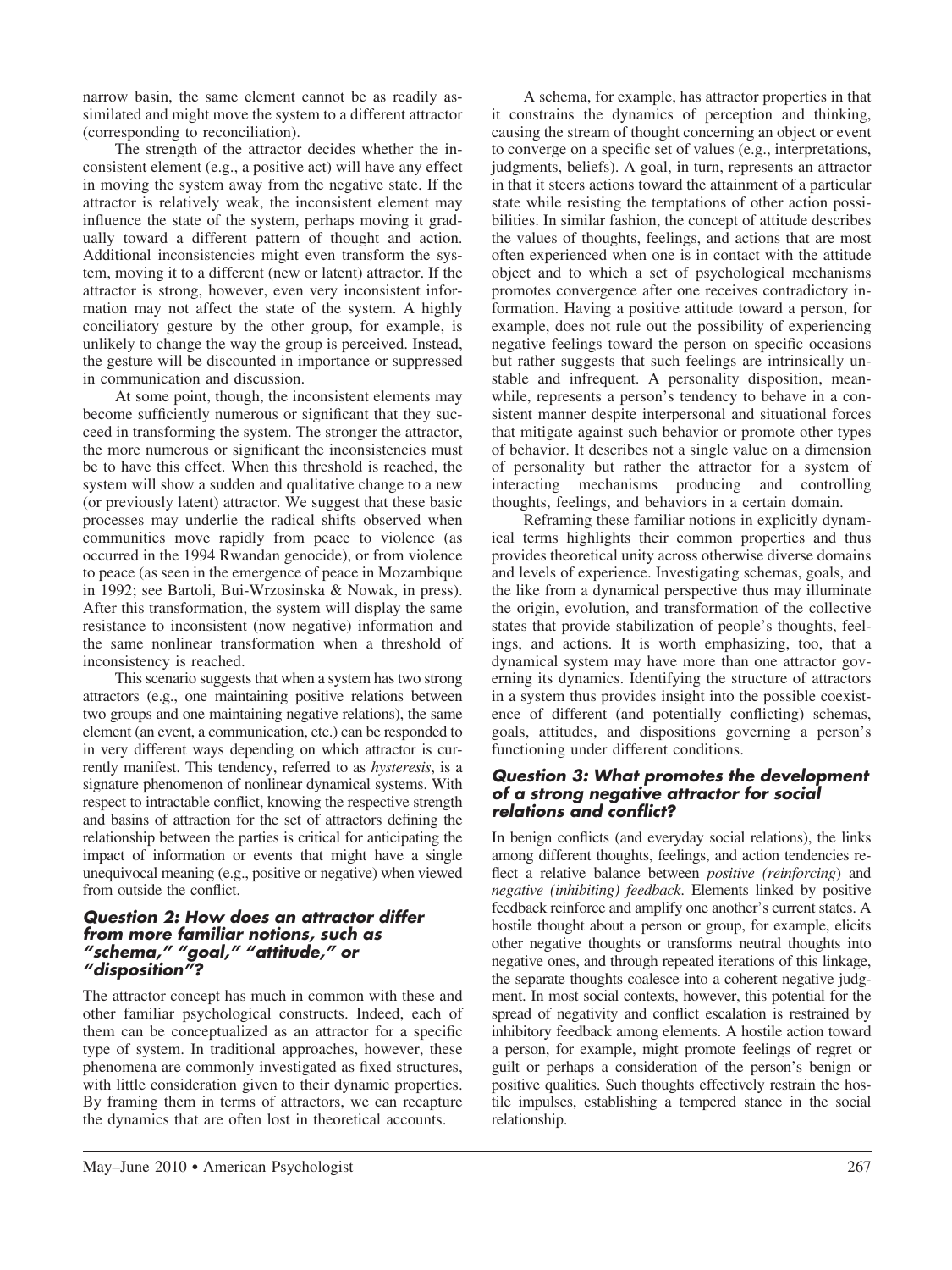narrow basin, the same element cannot be as readily assimilated and might move the system to a different attractor (corresponding to reconciliation).

The strength of the attractor decides whether the inconsistent element (e.g., a positive act) will have any effect in moving the system away from the negative state. If the attractor is relatively weak, the inconsistent element may influence the state of the system, perhaps moving it gradually toward a different pattern of thought and action. Additional inconsistencies might even transform the system, moving it to a different (new or latent) attractor. If the attractor is strong, however, even very inconsistent information may not affect the state of the system. A highly conciliatory gesture by the other group, for example, is unlikely to change the way the group is perceived. Instead, the gesture will be discounted in importance or suppressed in communication and discussion.

At some point, though, the inconsistent elements may become sufficiently numerous or significant that they succeed in transforming the system. The stronger the attractor, the more numerous or significant the inconsistencies must be to have this effect. When this threshold is reached, the system will show a sudden and qualitative change to a new (or previously latent) attractor. We suggest that these basic processes may underlie the radical shifts observed when communities move rapidly from peace to violence (as occurred in the 1994 Rwandan genocide), or from violence to peace (as seen in the emergence of peace in Mozambique in 1992; see Bartoli, Bui-Wrzosinska & Nowak, in press). After this transformation, the system will display the same resistance to inconsistent (now negative) information and the same nonlinear transformation when a threshold of inconsistency is reached.

This scenario suggests that when a system has two strong attractors (e.g., one maintaining positive relations between two groups and one maintaining negative relations), the same element (an event, a communication, etc.) can be responded to in very different ways depending on which attractor is currently manifest. This tendency, referred to as *hysteresis*, is a signature phenomenon of nonlinear dynamical systems. With respect to intractable conflict, knowing the respective strength and basins of attraction for the set of attractors defining the relationship between the parties is critical for anticipating the impact of information or events that might have a single unequivocal meaning (e.g., positive or negative) when viewed from outside the conflict.

### Question 2: How does an attractor differ from more familiar notions, such as "schema," "goal," "attitude," or "disposition"?

The attractor concept has much in common with these and other familiar psychological constructs. Indeed, each of them can be conceptualized as an attractor for a specific type of system. In traditional approaches, however, these phenomena are commonly investigated as fixed structures, with little consideration given to their dynamic properties. By framing them in terms of attractors, we can recapture the dynamics that are often lost in theoretical accounts.

A schema, for example, has attractor properties in that it constrains the dynamics of perception and thinking, causing the stream of thought concerning an object or event to converge on a specific set of values (e.g., interpretations, judgments, beliefs). A goal, in turn, represents an attractor in that it steers actions toward the attainment of a particular state while resisting the temptations of other action possibilities. In similar fashion, the concept of attitude describes the values of thoughts, feelings, and actions that are most often experienced when one is in contact with the attitude object and to which a set of psychological mechanisms promotes convergence after one receives contradictory information. Having a positive attitude toward a person, for example, does not rule out the possibility of experiencing negative feelings toward the person on specific occasions but rather suggests that such feelings are intrinsically unstable and infrequent. A personality disposition, meanwhile, represents a person's tendency to behave in a consistent manner despite interpersonal and situational forces that mitigate against such behavior or promote other types of behavior. It describes not a single value on a dimension of personality but rather the attractor for a system of interacting mechanisms producing and controlling thoughts, feelings, and behaviors in a certain domain.

Reframing these familiar notions in explicitly dynamical terms highlights their common properties and thus provides theoretical unity across otherwise diverse domains and levels of experience. Investigating schemas, goals, and the like from a dynamical perspective thus may illuminate the origin, evolution, and transformation of the collective states that provide stabilization of people's thoughts, feelings, and actions. It is worth emphasizing, too, that a dynamical system may have more than one attractor governing its dynamics. Identifying the structure of attractors in a system thus provides insight into the possible coexistence of different (and potentially conflicting) schemas, goals, attitudes, and dispositions governing a person's functioning under different conditions.

### Question 3: What promotes the development of a strong negative attractor for social relations and conflict?

In benign conflicts (and everyday social relations), the links among different thoughts, feelings, and action tendencies reflect a relative balance between *positive (reinforcing)* and *negative (inhibiting) feedback*. Elements linked by positive feedback reinforce and amplify one another's current states. A hostile thought about a person or group, for example, elicits other negative thoughts or transforms neutral thoughts into negative ones, and through repeated iterations of this linkage, the separate thoughts coalesce into a coherent negative judgment. In most social contexts, however, this potential for the spread of negativity and conflict escalation is restrained by inhibitory feedback among elements. A hostile action toward a person, for example, might promote feelings of regret or guilt or perhaps a consideration of the person's benign or positive qualities. Such thoughts effectively restrain the hostile impulses, establishing a tempered stance in the social relationship.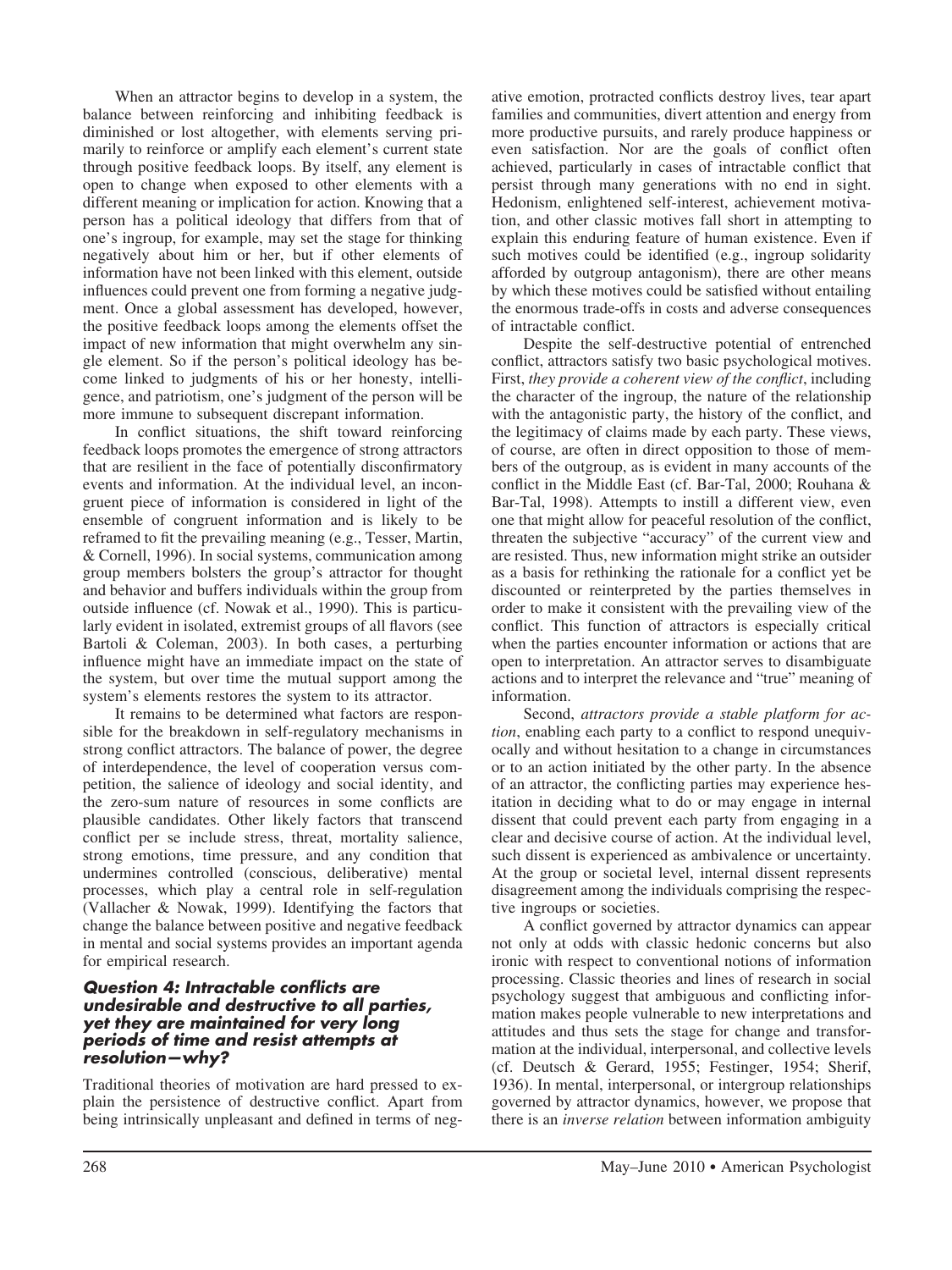When an attractor begins to develop in a system, the balance between reinforcing and inhibiting feedback is diminished or lost altogether, with elements serving primarily to reinforce or amplify each element's current state through positive feedback loops. By itself, any element is open to change when exposed to other elements with a different meaning or implication for action. Knowing that a person has a political ideology that differs from that of one's ingroup, for example, may set the stage for thinking negatively about him or her, but if other elements of information have not been linked with this element, outside influences could prevent one from forming a negative judgment. Once a global assessment has developed, however, the positive feedback loops among the elements offset the impact of new information that might overwhelm any single element. So if the person's political ideology has become linked to judgments of his or her honesty, intelligence, and patriotism, one's judgment of the person will be more immune to subsequent discrepant information.

In conflict situations, the shift toward reinforcing feedback loops promotes the emergence of strong attractors that are resilient in the face of potentially disconfirmatory events and information. At the individual level, an incongruent piece of information is considered in light of the ensemble of congruent information and is likely to be reframed to fit the prevailing meaning (e.g., Tesser, Martin, & Cornell, 1996). In social systems, communication among group members bolsters the group's attractor for thought and behavior and buffers individuals within the group from outside influence (cf. Nowak et al., 1990). This is particularly evident in isolated, extremist groups of all flavors (see Bartoli & Coleman, 2003). In both cases, a perturbing influence might have an immediate impact on the state of the system, but over time the mutual support among the system's elements restores the system to its attractor.

It remains to be determined what factors are responsible for the breakdown in self-regulatory mechanisms in strong conflict attractors. The balance of power, the degree of interdependence, the level of cooperation versus competition, the salience of ideology and social identity, and the zero-sum nature of resources in some conflicts are plausible candidates. Other likely factors that transcend conflict per se include stress, threat, mortality salience, strong emotions, time pressure, and any condition that undermines controlled (conscious, deliberative) mental processes, which play a central role in self-regulation (Vallacher & Nowak, 1999). Identifying the factors that change the balance between positive and negative feedback in mental and social systems provides an important agenda for empirical research.

### Question 4: Intractable conflicts are undesirable and destructive to all parties, yet they are maintained for very long periods of time and resist attempts at resolution—why?

Traditional theories of motivation are hard pressed to explain the persistence of destructive conflict. Apart from being intrinsically unpleasant and defined in terms of negative emotion, protracted conflicts destroy lives, tear apart families and communities, divert attention and energy from more productive pursuits, and rarely produce happiness or even satisfaction. Nor are the goals of conflict often achieved, particularly in cases of intractable conflict that persist through many generations with no end in sight. Hedonism, enlightened self-interest, achievement motivation, and other classic motives fall short in attempting to explain this enduring feature of human existence. Even if such motives could be identified (e.g., ingroup solidarity afforded by outgroup antagonism), there are other means by which these motives could be satisfied without entailing the enormous trade-offs in costs and adverse consequences of intractable conflict.

Despite the self-destructive potential of entrenched conflict, attractors satisfy two basic psychological motives. First, *they provide a coherent view of the conflict*, including the character of the ingroup, the nature of the relationship with the antagonistic party, the history of the conflict, and the legitimacy of claims made by each party. These views, of course, are often in direct opposition to those of members of the outgroup, as is evident in many accounts of the conflict in the Middle East (cf. Bar-Tal, 2000; Rouhana & Bar-Tal, 1998). Attempts to instill a different view, even one that might allow for peaceful resolution of the conflict, threaten the subjective "accuracy" of the current view and are resisted. Thus, new information might strike an outsider as a basis for rethinking the rationale for a conflict yet be discounted or reinterpreted by the parties themselves in order to make it consistent with the prevailing view of the conflict. This function of attractors is especially critical when the parties encounter information or actions that are open to interpretation. An attractor serves to disambiguate actions and to interpret the relevance and "true" meaning of information.

Second, *attractors provide a stable platform for action*, enabling each party to a conflict to respond unequivocally and without hesitation to a change in circumstances or to an action initiated by the other party. In the absence of an attractor, the conflicting parties may experience hesitation in deciding what to do or may engage in internal dissent that could prevent each party from engaging in a clear and decisive course of action. At the individual level, such dissent is experienced as ambivalence or uncertainty. At the group or societal level, internal dissent represents disagreement among the individuals comprising the respective ingroups or societies.

A conflict governed by attractor dynamics can appear not only at odds with classic hedonic concerns but also ironic with respect to conventional notions of information processing. Classic theories and lines of research in social psychology suggest that ambiguous and conflicting information makes people vulnerable to new interpretations and attitudes and thus sets the stage for change and transformation at the individual, interpersonal, and collective levels (cf. Deutsch & Gerard, 1955; Festinger, 1954; Sherif, 1936). In mental, interpersonal, or intergroup relationships governed by attractor dynamics, however, we propose that there is an *inverse relation* between information ambiguity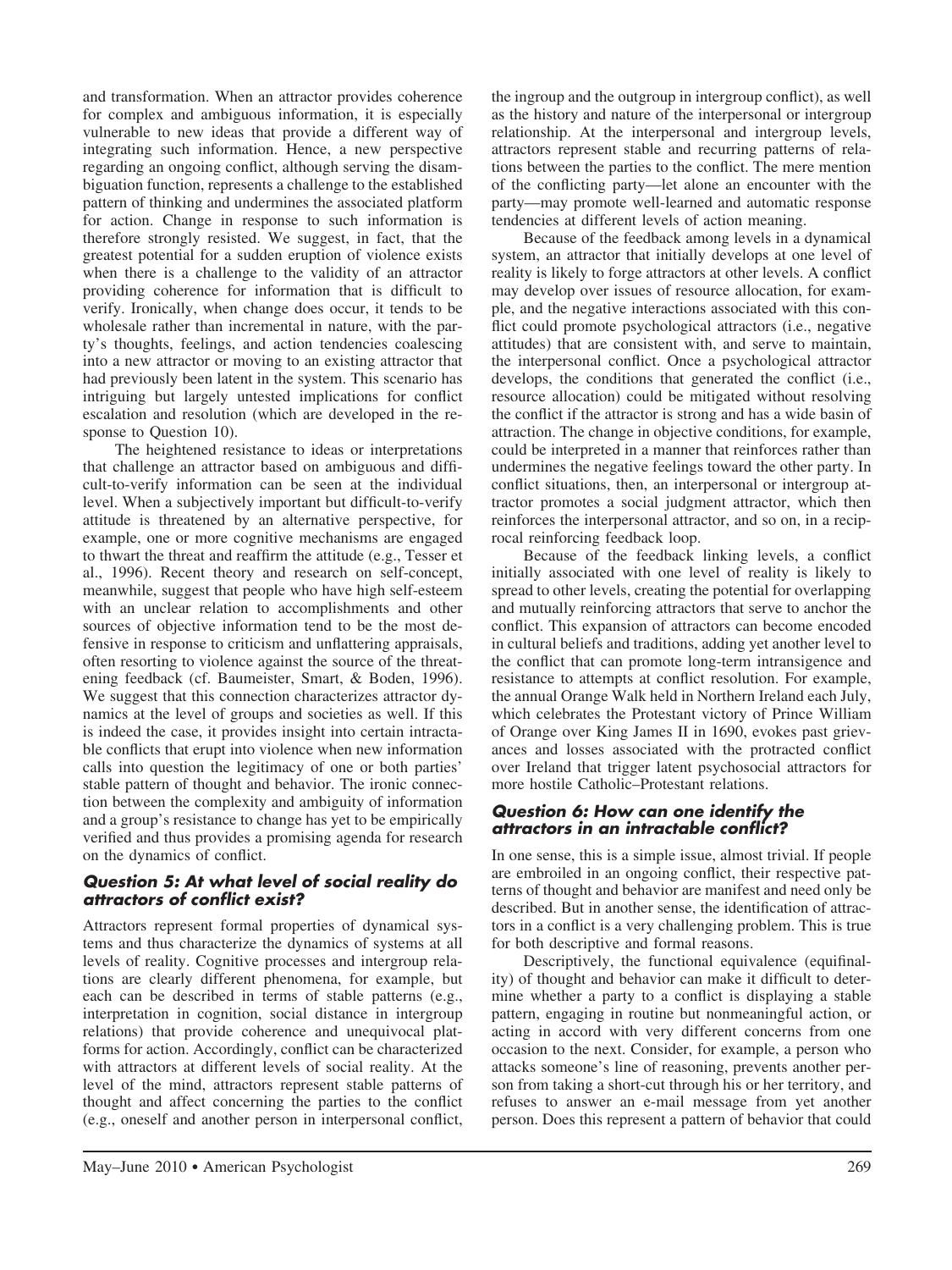and transformation. When an attractor provides coherence for complex and ambiguous information, it is especially vulnerable to new ideas that provide a different way of integrating such information. Hence, a new perspective regarding an ongoing conflict, although serving the disambiguation function, represents a challenge to the established pattern of thinking and undermines the associated platform for action. Change in response to such information is therefore strongly resisted. We suggest, in fact, that the greatest potential for a sudden eruption of violence exists when there is a challenge to the validity of an attractor providing coherence for information that is difficult to verify. Ironically, when change does occur, it tends to be wholesale rather than incremental in nature, with the party's thoughts, feelings, and action tendencies coalescing into a new attractor or moving to an existing attractor that had previously been latent in the system. This scenario has intriguing but largely untested implications for conflict escalation and resolution (which are developed in the response to Question 10).

The heightened resistance to ideas or interpretations that challenge an attractor based on ambiguous and difficult-to-verify information can be seen at the individual level. When a subjectively important but difficult-to-verify attitude is threatened by an alternative perspective, for example, one or more cognitive mechanisms are engaged to thwart the threat and reaffirm the attitude (e.g., Tesser et al., 1996). Recent theory and research on self-concept, meanwhile, suggest that people who have high self-esteem with an unclear relation to accomplishments and other sources of objective information tend to be the most defensive in response to criticism and unflattering appraisals, often resorting to violence against the source of the threatening feedback (cf. Baumeister, Smart, & Boden, 1996). We suggest that this connection characterizes attractor dynamics at the level of groups and societies as well. If this is indeed the case, it provides insight into certain intractable conflicts that erupt into violence when new information calls into question the legitimacy of one or both parties' stable pattern of thought and behavior. The ironic connection between the complexity and ambiguity of information and a group's resistance to change has yet to be empirically verified and thus provides a promising agenda for research on the dynamics of conflict.

### *Question 5: At what level of social reality do attractors of conflict exist?*

Attractors represent formal properties of dynamical systems and thus characterize the dynamics of systems at all levels of reality. Cognitive processes and intergroup relations are clearly different phenomena, for example, but each can be described in terms of stable patterns (e.g., interpretation in cognition, social distance in intergroup relations) that provide coherence and unequivocal platforms for action. Accordingly, conflict can be characterized with attractors at different levels of social reality. At the level of the mind, attractors represent stable patterns of thought and affect concerning the parties to the conflict (e.g., oneself and another person in interpersonal conflict, the ingroup and the outgroup in intergroup conflict), as well as the history and nature of the interpersonal or intergroup relationship. At the interpersonal and intergroup levels, attractors represent stable and recurring patterns of relations between the parties to the conflict. The mere mention of the conflicting party—let alone an encounter with the party—may promote well-learned and automatic response tendencies at different levels of action meaning.

Because of the feedback among levels in a dynamical system, an attractor that initially develops at one level of reality is likely to forge attractors at other levels. A conflict may develop over issues of resource allocation, for example, and the negative interactions associated with this conflict could promote psychological attractors (i.e., negative attitudes) that are consistent with, and serve to maintain, the interpersonal conflict. Once a psychological attractor develops, the conditions that generated the conflict (i.e., resource allocation) could be mitigated without resolving the conflict if the attractor is strong and has a wide basin of attraction. The change in objective conditions, for example, could be interpreted in a manner that reinforces rather than undermines the negative feelings toward the other party. In conflict situations, then, an interpersonal or intergroup attractor promotes a social judgment attractor, which then reinforces the interpersonal attractor, and so on, in a reciprocal reinforcing feedback loop.

Because of the feedback linking levels, a conflict initially associated with one level of reality is likely to spread to other levels, creating the potential for overlapping and mutually reinforcing attractors that serve to anchor the conflict. This expansion of attractors can become encoded in cultural beliefs and traditions, adding yet another level to the conflict that can promote long-term intransigence and resistance to attempts at conflict resolution. For example, the annual Orange Walk held in Northern Ireland each July, which celebrates the Protestant victory of Prince William of Orange over King James II in 1690, evokes past grievances and losses associated with the protracted conflict over Ireland that trigger latent psychosocial attractors for more hostile Catholic–Protestant relations.

### *Question 6: How can one identify the attractors in an intractable conflict?*

In one sense, this is a simple issue, almost trivial. If people are embroiled in an ongoing conflict, their respective patterns of thought and behavior are manifest and need only be described. But in another sense, the identification of attractors in a conflict is a very challenging problem. This is true for both descriptive and formal reasons.

Descriptively, the functional equivalence (equifinality) of thought and behavior can make it difficult to determine whether a party to a conflict is displaying a stable pattern, engaging in routine but nonmeaningful action, or acting in accord with very different concerns from one occasion to the next. Consider, for example, a person who attacks someone's line of reasoning, prevents another person from taking a short-cut through his or her territory, and refuses to answer an e-mail message from yet another person. Does this represent a pattern of behavior that could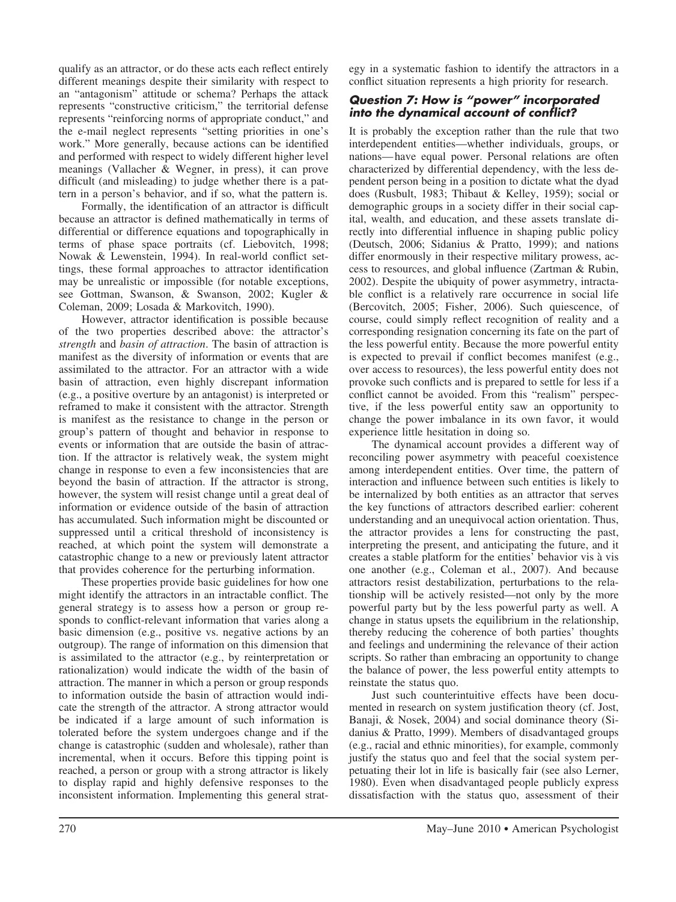qualify as an attractor, or do these acts each reflect entirely different meanings despite their similarity with respect to an "antagonism" attitude or schema? Perhaps the attack represents "constructive criticism," the territorial defense represents "reinforcing norms of appropriate conduct," and the e-mail neglect represents "setting priorities in one's work." More generally, because actions can be identified and performed with respect to widely different higher level meanings (Vallacher & Wegner, in press), it can prove difficult (and misleading) to judge whether there is a pattern in a person's behavior, and if so, what the pattern is.

Formally, the identification of an attractor is difficult because an attractor is defined mathematically in terms of differential or difference equations and topographically in terms of phase space portraits (cf. Liebovitch, 1998; Nowak & Lewenstein, 1994). In real-world conflict settings, these formal approaches to attractor identification may be unrealistic or impossible (for notable exceptions, see Gottman, Swanson, & Swanson, 2002; Kugler & Coleman, 2009; Losada & Markovitch, 1990).

However, attractor identification is possible because of the two properties described above: the attractor's *strength* and *basin of attraction*. The basin of attraction is manifest as the diversity of information or events that are assimilated to the attractor. For an attractor with a wide basin of attraction, even highly discrepant information (e.g., a positive overture by an antagonist) is interpreted or reframed to make it consistent with the attractor. Strength is manifest as the resistance to change in the person or group's pattern of thought and behavior in response to events or information that are outside the basin of attraction. If the attractor is relatively weak, the system might change in response to even a few inconsistencies that are beyond the basin of attraction. If the attractor is strong, however, the system will resist change until a great deal of information or evidence outside of the basin of attraction has accumulated. Such information might be discounted or suppressed until a critical threshold of inconsistency is reached, at which point the system will demonstrate a catastrophic change to a new or previously latent attractor that provides coherence for the perturbing information.

These properties provide basic guidelines for how one might identify the attractors in an intractable conflict. The general strategy is to assess how a person or group responds to conflict-relevant information that varies along a basic dimension (e.g., positive vs. negative actions by an outgroup). The range of information on this dimension that is assimilated to the attractor (e.g., by reinterpretation or rationalization) would indicate the width of the basin of attraction. The manner in which a person or group responds to information outside the basin of attraction would indicate the strength of the attractor. A strong attractor would be indicated if a large amount of such information is tolerated before the system undergoes change and if the change is catastrophic (sudden and wholesale), rather than incremental, when it occurs. Before this tipping point is reached, a person or group with a strong attractor is likely to display rapid and highly defensive responses to the inconsistent information. Implementing this general strategy in a systematic fashion to identify the attractors in a conflict situation represents a high priority for research.

### *Question 7: How is "power" incorporated into the dynamical account of conflict?*

It is probably the exception rather than the rule that two interdependent entities—whether individuals, groups, or nations—have equal power. Personal relations are often characterized by differential dependency, with the less dependent person being in a position to dictate what the dyad does (Rusbult, 1983; Thibaut & Kelley, 1959); social or demographic groups in a society differ in their social capital, wealth, and education, and these assets translate directly into differential influence in shaping public policy (Deutsch, 2006; Sidanius & Pratto, 1999); and nations differ enormously in their respective military prowess, access to resources, and global influence (Zartman & Rubin, 2002). Despite the ubiquity of power asymmetry, intractable conflict is a relatively rare occurrence in social life (Bercovitch, 2005; Fisher, 2006). Such quiescence, of course, could simply reflect recognition of reality and a corresponding resignation concerning its fate on the part of the less powerful entity. Because the more powerful entity is expected to prevail if conflict becomes manifest (e.g., over access to resources), the less powerful entity does not provoke such conflicts and is prepared to settle for less if a conflict cannot be avoided. From this "realism" perspective, if the less powerful entity saw an opportunity to change the power imbalance in its own favor, it would experience little hesitation in doing so.

The dynamical account provides a different way of reconciling power asymmetry with peaceful coexistence among interdependent entities. Over time, the pattern of interaction and influence between such entities is likely to be internalized by both entities as an attractor that serves the key functions of attractors described earlier: coherent understanding and an unequivocal action orientation. Thus, the attractor provides a lens for constructing the past, interpreting the present, and anticipating the future, and it creates a stable platform for the entities' behavior vis à vis one another (e.g., Coleman et al., 2007). And because attractors resist destabilization, perturbations to the relationship will be actively resisted—not only by the more powerful party but by the less powerful party as well. A change in status upsets the equilibrium in the relationship, thereby reducing the coherence of both parties' thoughts and feelings and undermining the relevance of their action scripts. So rather than embracing an opportunity to change the balance of power, the less powerful entity attempts to reinstate the status quo.

Just such counterintuitive effects have been documented in research on system justification theory (cf. Jost, Banaji, & Nosek, 2004) and social dominance theory (Sidanius & Pratto, 1999). Members of disadvantaged groups (e.g., racial and ethnic minorities), for example, commonly justify the status quo and feel that the social system perpetuating their lot in life is basically fair (see also Lerner, 1980). Even when disadvantaged people publicly express dissatisfaction with the status quo, assessment of their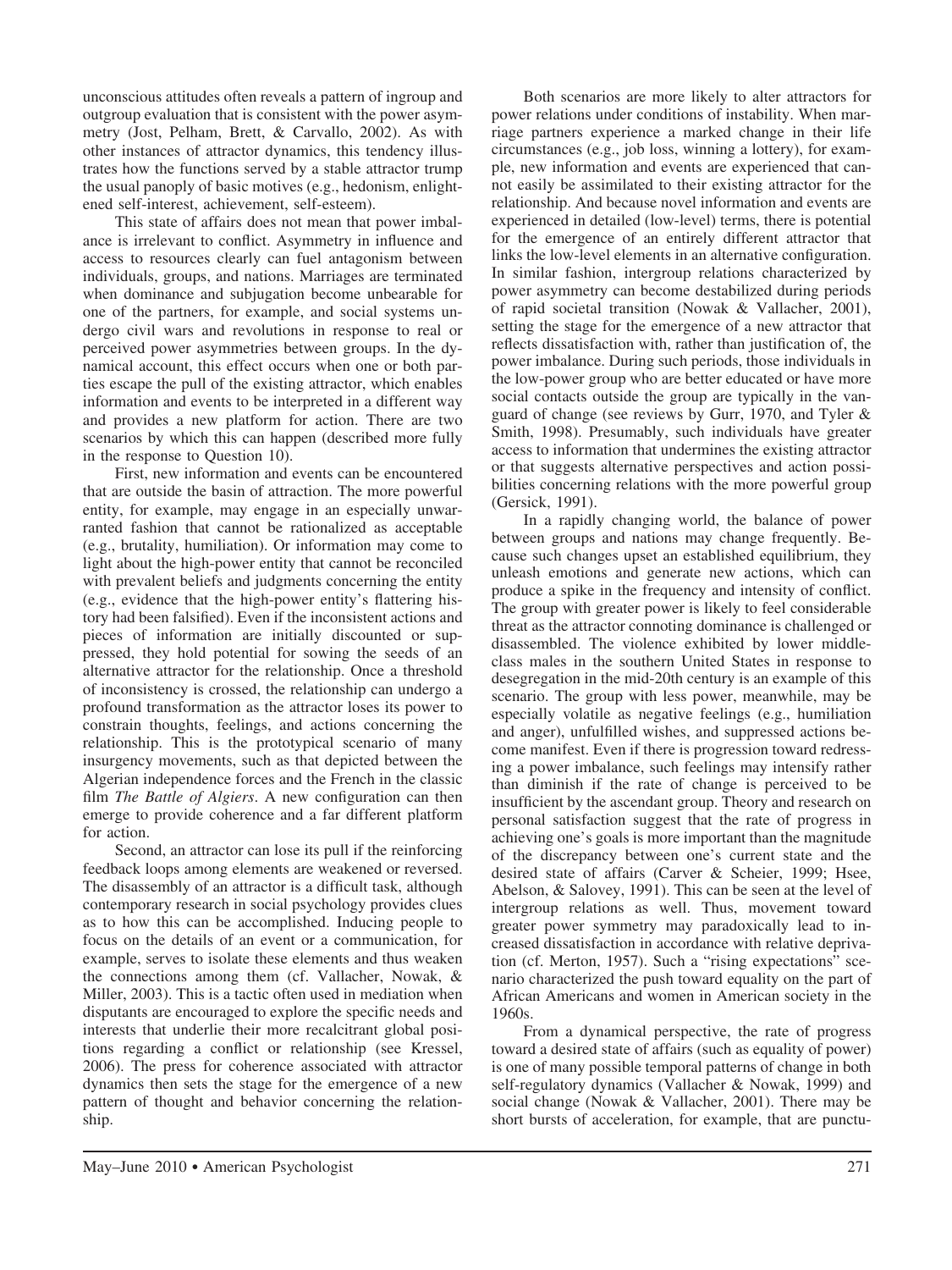unconscious attitudes often reveals a pattern of ingroup and outgroup evaluation that is consistent with the power asymmetry (Jost, Pelham, Brett, & Carvallo, 2002). As with other instances of attractor dynamics, this tendency illustrates how the functions served by a stable attractor trump the usual panoply of basic motives (e.g., hedonism, enlightened self-interest, achievement, self-esteem).

This state of affairs does not mean that power imbalance is irrelevant to conflict. Asymmetry in influence and access to resources clearly can fuel antagonism between individuals, groups, and nations. Marriages are terminated when dominance and subjugation become unbearable for one of the partners, for example, and social systems undergo civil wars and revolutions in response to real or perceived power asymmetries between groups. In the dynamical account, this effect occurs when one or both parties escape the pull of the existing attractor, which enables information and events to be interpreted in a different way and provides a new platform for action. There are two scenarios by which this can happen (described more fully in the response to Question 10).

First, new information and events can be encountered that are outside the basin of attraction. The more powerful entity, for example, may engage in an especially unwarranted fashion that cannot be rationalized as acceptable (e.g., brutality, humiliation). Or information may come to light about the high-power entity that cannot be reconciled with prevalent beliefs and judgments concerning the entity (e.g., evidence that the high-power entity's flattering history had been falsified). Even if the inconsistent actions and pieces of information are initially discounted or suppressed, they hold potential for sowing the seeds of an alternative attractor for the relationship. Once a threshold of inconsistency is crossed, the relationship can undergo a profound transformation as the attractor loses its power to constrain thoughts, feelings, and actions concerning the relationship. This is the prototypical scenario of many insurgency movements, such as that depicted between the Algerian independence forces and the French in the classic film *The Battle of Algiers*. A new configuration can then emerge to provide coherence and a far different platform for action.

Second, an attractor can lose its pull if the reinforcing feedback loops among elements are weakened or reversed. The disassembly of an attractor is a difficult task, although contemporary research in social psychology provides clues as to how this can be accomplished. Inducing people to focus on the details of an event or a communication, for example, serves to isolate these elements and thus weaken the connections among them (cf. Vallacher, Nowak, & Miller, 2003). This is a tactic often used in mediation when disputants are encouraged to explore the specific needs and interests that underlie their more recalcitrant global positions regarding a conflict or relationship (see Kressel, 2006). The press for coherence associated with attractor dynamics then sets the stage for the emergence of a new pattern of thought and behavior concerning the relationship.

Both scenarios are more likely to alter attractors for power relations under conditions of instability. When marriage partners experience a marked change in their life circumstances (e.g., job loss, winning a lottery), for example, new information and events are experienced that cannot easily be assimilated to their existing attractor for the relationship. And because novel information and events are experienced in detailed (low-level) terms, there is potential for the emergence of an entirely different attractor that links the low-level elements in an alternative configuration. In similar fashion, intergroup relations characterized by power asymmetry can become destabilized during periods of rapid societal transition (Nowak & Vallacher, 2001), setting the stage for the emergence of a new attractor that reflects dissatisfaction with, rather than justification of, the power imbalance. During such periods, those individuals in the low-power group who are better educated or have more social contacts outside the group are typically in the vanguard of change (see reviews by Gurr, 1970, and Tyler & Smith, 1998). Presumably, such individuals have greater access to information that undermines the existing attractor or that suggests alternative perspectives and action possibilities concerning relations with the more powerful group (Gersick, 1991).

In a rapidly changing world, the balance of power between groups and nations may change frequently. Because such changes upset an established equilibrium, they unleash emotions and generate new actions, which can produce a spike in the frequency and intensity of conflict. The group with greater power is likely to feel considerable threat as the attractor connoting dominance is challenged or disassembled. The violence exhibited by lower middle-class males in the southern United States in response to desegregation in the mid-20th century is an example of this scenario. The group with less power, meanwhile, may be especially volatile as negative feelings (e.g., humiliation and anger), unfulfilled wishes, and suppressed actions become manifest. Even if there is progression toward redressing a power imbalance, such feelings may intensify rather than diminish if the rate of change is perceived to be insufficient by the ascendant group. Theory and research on personal satisfaction suggest that the rate of progress in achieving one's goals is more important than the magnitude of the discrepancy between one's current state and the desired state of affairs (Carver & Scheier, 1999; Hsee, Abelson, & Salovey, 1991). This can be seen at the level of intergroup relations as well. Thus, movement toward greater power symmetry may paradoxically lead to increased dissatisfaction in accordance with relative deprivation (cf. Merton, 1957). Such a "rising expectations" scenario characterized the push toward equality on the part of African Americans and women in American society in the 1960s.

From a dynamical perspective, the rate of progress toward a desired state of affairs (such as equality of power) is one of many possible temporal patterns of change in both self-regulatory dynamics (Vallacher & Nowak, 1999) and social change (Nowak & Vallacher, 2001). There may be short bursts of acceleration, for example, that are punctu-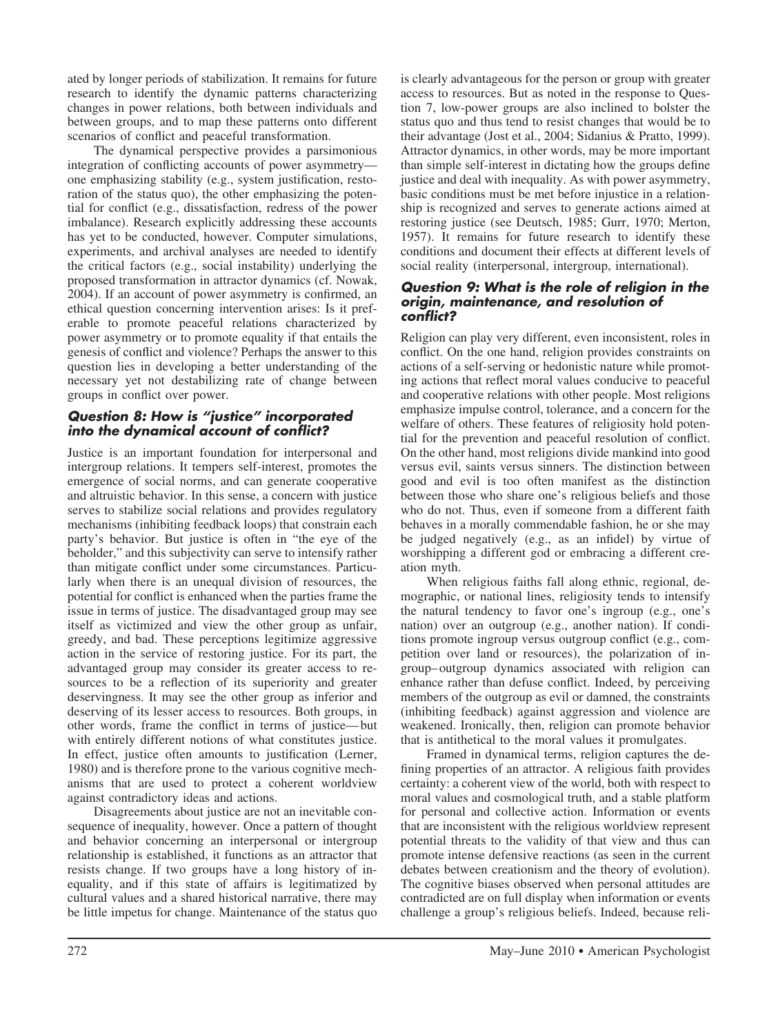ated by longer periods of stabilization. It remains for future research to identify the dynamic patterns characterizing changes in power relations, both between individuals and between groups, and to map these patterns onto different scenarios of conflict and peaceful transformation.

The dynamical perspective provides a parsimonious integration of conflicting accounts of power asymmetry—one emphasizing stability (e.g., system justification, restoration of the status quo), the other emphasizing the potential for conflict (e.g., dissatisfaction, redress of the power imbalance). Research explicitly addressing these accounts has yet to be conducted, however. Computer simulations, experiments, and archival analyses are needed to identify the critical factors (e.g., social instability) underlying the proposed transformation in attractor dynamics (cf. Nowak, 2004). If an account of power asymmetry is confirmed, an ethical question concerning intervention arises: Is it preferable to promote peaceful relations characterized by power asymmetry or to promote equality if that entails the genesis of conflict and violence? Perhaps the answer to this question lies in developing a better understanding of the necessary yet not destabilizing rate of change between groups in conflict over power.

### *Question 8: How is "justice" incorporated into the dynamical account of conflict?*

Justice is an important foundation for interpersonal and intergroup relations. It tempers self-interest, promotes the emergence of social norms, and can generate cooperative and altruistic behavior. In this sense, a concern with justice serves to stabilize social relations and provides regulatory mechanisms (inhibiting feedback loops) that constrain each party's behavior. But justice is often in "the eye of the beholder," and this subjectivity can serve to intensify rather than mitigate conflict under some circumstances. Particularly when there is an unequal division of resources, the potential for conflict is enhanced when the parties frame the issue in terms of justice. The disadvantaged group may see itself as victimized and view the other group as unfair, greedy, and bad. These perceptions legitimize aggressive action in the service of restoring justice. For its part, the advantaged group may consider its greater access to resources to be a reflection of its superiority and greater deservingness. It may see the other group as inferior and deserving of its lesser access to resources. Both groups, in other words, frame the conflict in terms of justice—but with entirely different notions of what constitutes justice. In effect, justice often amounts to justification (Lerner, 1980) and is therefore prone to the various cognitive mechanisms that are used to protect a coherent worldview against contradictory ideas and actions.

Disagreements about justice are not an inevitable consequence of inequality, however. Once a pattern of thought and behavior concerning an interpersonal or intergroup relationship is established, it functions as an attractor that resists change. If two groups have a long history of inequality, and if this state of affairs is legitimatized by cultural values and a shared historical narrative, there may be little impetus for change. Maintenance of the status quo is clearly advantageous for the person or group with greater access to resources. But as noted in the response to Question 7, low-power groups are also inclined to bolster the status quo and thus tend to resist changes that would be to their advantage (Jost et al., 2004; Sidanius & Pratto, 1999). Attractor dynamics, in other words, may be more important than simple self-interest in dictating how the groups define justice and deal with inequality. As with power asymmetry, basic conditions must be met before injustice in a relationship is recognized and serves to generate actions aimed at restoring justice (see Deutsch, 1985; Gurr, 1970; Merton, 1957). It remains for future research to identify these conditions and document their effects at different levels of social reality (interpersonal, intergroup, international).

### *Question 9: What is the role of religion in the origin, maintenance, and resolution of conflict?*

Religion can play very different, even inconsistent, roles in conflict. On the one hand, religion provides constraints on actions of a self-serving or hedonistic nature while promoting actions that reflect moral values conducive to peaceful and cooperative relations with other people. Most religions emphasize impulse control, tolerance, and a concern for the welfare of others. These features of religiosity hold potential for the prevention and peaceful resolution of conflict. On the other hand, most religions divide mankind into good versus evil, saints versus sinners. The distinction between good and evil is too often manifest as the distinction between those who share one's religious beliefs and those who do not. Thus, even if someone from a different faith behaves in a morally commendable fashion, he or she may be judged negatively (e.g., as an infidel) by virtue of worshipping a different god or embracing a different creation myth.

When religious faiths fall along ethnic, regional, demographic, or national lines, religiosity tends to intensify the natural tendency to favor one's ingroup (e.g., one's nation) over an outgroup (e.g., another nation). If conditions promote ingroup versus outgroup conflict (e.g., competition over land or resources), the polarization of ingroup–outgroup dynamics associated with religion can enhance rather than defuse conflict. Indeed, by perceiving members of the outgroup as evil or damned, the constraints (inhibiting feedback) against aggression and violence are weakened. Ironically, then, religion can promote behavior that is antithetical to the moral values it promulgates.

Framed in dynamical terms, religion captures the defining properties of an attractor. A religious faith provides certainty: a coherent view of the world, both with respect to moral values and cosmological truth, and a stable platform for personal and collective action. Information or events that are inconsistent with the religious worldview represent potential threats to the validity of that view and thus can promote intense defensive reactions (as seen in the current debates between creationism and the theory of evolution). The cognitive biases observed when personal attitudes are contradicted are on full display when information or events challenge a group's religious beliefs. Indeed, because reli-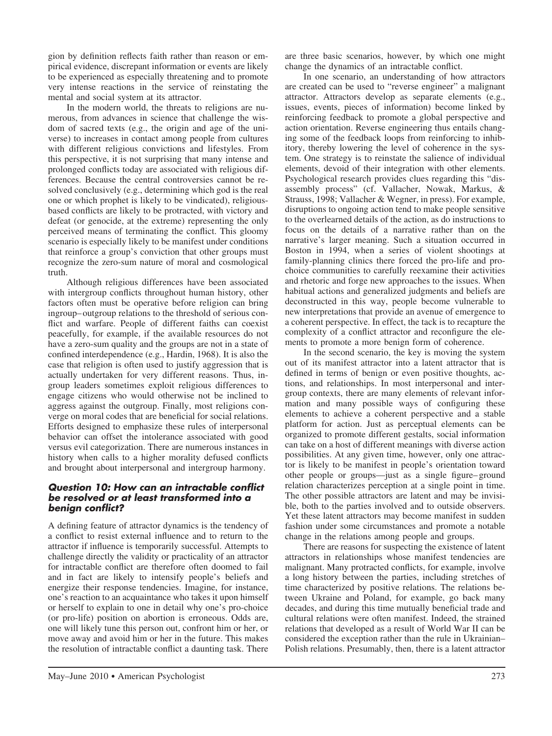gion by definition reflects faith rather than reason or empirical evidence, discrepant information or events are likely to be experienced as especially threatening and to promote very intense reactions in the service of reinstating the mental and social system at its attractor.

In the modern world, the threats to religions are numerous, from advances in science that challenge the wisdom of sacred texts (e.g., the origin and age of the universe) to increases in contact among people from cultures with different religious convictions and lifestyles. From this perspective, it is not surprising that many intense and prolonged conflicts today are associated with religious differences. Because the central controversies cannot be resolved conclusively (e.g., determining which god is the real one or which prophet is likely to be vindicated), religious-based conflicts are likely to be protracted, with victory and defeat (or genocide, at the extreme) representing the only perceived means of terminating the conflict. This gloomy scenario is especially likely to be manifest under conditions that reinforce a group's conviction that other groups must recognize the zero-sum nature of moral and cosmological truth.

Although religious differences have been associated with intergroup conflicts throughout human history, other factors often must be operative before religion can bring ingroup–outgroup relations to the threshold of serious conflict and warfare. People of different faiths can coexist peacefully, for example, if the available resources do not have a zero-sum quality and the groups are not in a state of confined interdependence (e.g., Hardin, 1968). It is also the case that religion is often used to justify aggression that is actually undertaken for very different reasons. Thus, ingroup leaders sometimes exploit religious differences to engage citizens who would otherwise not be inclined to aggress against the outgroup. Finally, most religions converge on moral codes that are beneficial for social relations. Efforts designed to emphasize these rules of interpersonal behavior can offset the intolerance associated with good versus evil categorization. There are numerous instances in history when calls to a higher morality defused conflicts and brought about interpersonal and intergroup harmony.

### *Question 10: How can an intractable conflict be resolved or at least transformed into a benign conflict?*

A defining feature of attractor dynamics is the tendency of a conflict to resist external influence and to return to the attractor if influence is temporarily successful. Attempts to challenge directly the validity or practicality of an attractor for intractable conflict are therefore often doomed to fail and in fact are likely to intensify people's beliefs and energize their response tendencies. Imagine, for instance, one's reaction to an acquaintance who takes it upon himself or herself to explain to one in detail why one's pro-choice (or pro-life) position on abortion is erroneous. Odds are, one will likely tune this person out, confront him or her, or move away and avoid him or her in the future. This makes the resolution of intractable conflict a daunting task. There are three basic scenarios, however, by which one might change the dynamics of an intractable conflict.

In one scenario, an understanding of how attractors are created can be used to "reverse engineer" a malignant attractor. Attractors develop as separate elements (e.g., issues, events, pieces of information) become linked by reinforcing feedback to promote a global perspective and action orientation. Reverse engineering thus entails changing some of the feedback loops from reinforcing to inhibitory, thereby lowering the level of coherence in the system. One strategy is to reinstate the salience of individual elements, devoid of their integration with other elements. Psychological research provides clues regarding this "disassembly process" (cf. Vallacher, Nowak, Markus, & Strauss, 1998; Vallacher & Wegner, in press). For example, disruptions to ongoing action tend to make people sensitive to the overlearned details of the action, as do instructions to focus on the details of a narrative rather than on the narrative's larger meaning. Such a situation occurred in Boston in 1994, when a series of violent shootings at family-planning clinics there forced the pro-life and pro-choice communities to carefully reexamine their activities and rhetoric and forge new approaches to the issues. When habitual actions and generalized judgments and beliefs are deconstructed in this way, people become vulnerable to new interpretations that provide an avenue of emergence to a coherent perspective. In effect, the tack is to recapture the complexity of a conflict attractor and reconfigure the elements to promote a more benign form of coherence.

In the second scenario, the key is moving the system out of its manifest attractor into a latent attractor that is defined in terms of benign or even positive thoughts, actions, and relationships. In most interpersonal and intergroup contexts, there are many elements of relevant information and many possible ways of configuring these elements to achieve a coherent perspective and a stable platform for action. Just as perceptual elements can be organized to promote different gestalts, social information can take on a host of different meanings with diverse action possibilities. At any given time, however, only one attractor is likely to be manifest in people's orientation toward other people or groups—just as a single figure–ground relation characterizes perception at a single point in time. The other possible attractors are latent and may be invisible, both to the parties involved and to outside observers. Yet these latent attractors may become manifest in sudden fashion under some circumstances and promote a notable change in the relations among people and groups.

There are reasons for suspecting the existence of latent attractors in relationships whose manifest tendencies are malignant. Many protracted conflicts, for example, involve a long history between the parties, including stretches of time characterized by positive relations. The relations between Ukraine and Poland, for example, go back many decades, and during this time mutually beneficial trade and cultural relations were often manifest. Indeed, the strained relations that developed as a result of World War II can be considered the exception rather than the rule in Ukrainian–Polish relations. Presumably, then, there is a latent attractor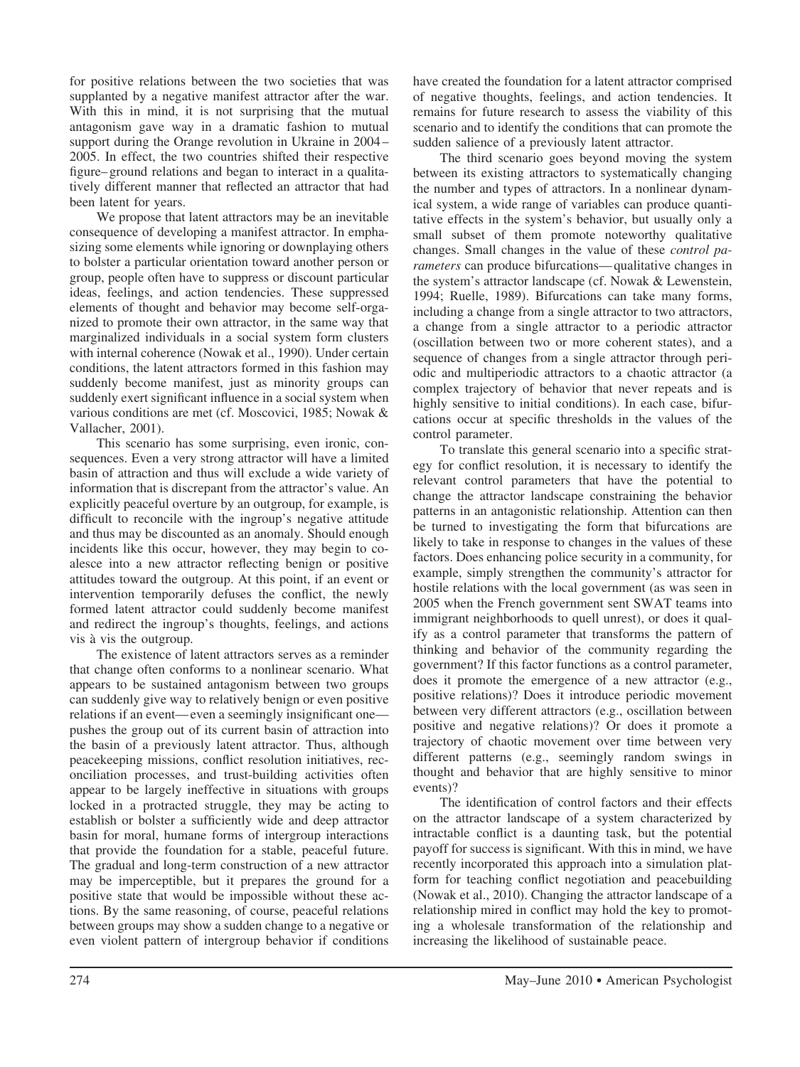for positive relations between the two societies that was supplanted by a negative manifest attractor after the war. With this in mind, it is not surprising that the mutual antagonism gave way in a dramatic fashion to mutual support during the Orange revolution in Ukraine in 2004–2005. In effect, the two countries shifted their respective figure–ground relations and began to interact in a qualitatively different manner that reflected an attractor that had been latent for years.

We propose that latent attractors may be an inevitable consequence of developing a manifest attractor. In emphasizing some elements while ignoring or downplaying others to bolster a particular orientation toward another person or group, people often have to suppress or discount particular ideas, feelings, and action tendencies. These suppressed elements of thought and behavior may become self-organized to promote their own attractor, in the same way that marginalized individuals in a social system form clusters with internal coherence (Nowak et al., 1990). Under certain conditions, the latent attractors formed in this fashion may suddenly become manifest, just as minority groups can suddenly exert significant influence in a social system when various conditions are met (cf. Moscovici, 1985; Nowak & Vallacher, 2001).

This scenario has some surprising, even ironic, consequences. Even a very strong attractor will have a limited basin of attraction and thus will exclude a wide variety of information that is discrepant from the attractor's value. An explicitly peaceful overture by an outgroup, for example, is difficult to reconcile with the ingroup's negative attitude and thus may be discounted as an anomaly. Should enough incidents like this occur, however, they may begin to coalesce into a new attractor reflecting benign or positive attitudes toward the outgroup. At this point, if an event or intervention temporarily defuses the conflict, the newly formed latent attractor could suddenly become manifest and redirect the ingroup's thoughts, feelings, and actions vis à vis the outgroup.

The existence of latent attractors serves as a reminder that change often conforms to a nonlinear scenario. What appears to be sustained antagonism between two groups can suddenly give way to relatively benign or even positive relations if an event—even a seemingly insignificant one—pushes the group out of its current basin of attraction into the basin of a previously latent attractor. Thus, although peacekeeping missions, conflict resolution initiatives, reconciliation processes, and trust-building activities often appear to be largely ineffective in situations with groups locked in a protracted struggle, they may be acting to establish or bolster a sufficiently wide and deep attractor basin for moral, humane forms of intergroup interactions that provide the foundation for a stable, peaceful future. The gradual and long-term construction of a new attractor may be imperceptible, but it prepares the ground for a positive state that would be impossible without these actions. By the same reasoning, of course, peaceful relations between groups may show a sudden change to a negative or even violent pattern of intergroup behavior if conditions have created the foundation for a latent attractor comprised of negative thoughts, feelings, and action tendencies. It remains for future research to assess the viability of this scenario and to identify the conditions that can promote the sudden salience of a previously latent attractor.

The third scenario goes beyond moving the system between its existing attractors to systematically changing the number and types of attractors. In a nonlinear dynamical system, a wide range of variables can produce quantitative effects in the system's behavior, but usually only a small subset of them promote noteworthy qualitative changes. Small changes in the value of these *control parameters* can produce bifurcations—qualitative changes in the system's attractor landscape (cf. Nowak & Lewenstein, 1994; Ruelle, 1989). Bifurcations can take many forms, including a change from a single attractor to two attractors, a change from a single attractor to a periodic attractor (oscillation between two or more coherent states), and a sequence of changes from a single attractor through periodic and multiperiodic attractors to a chaotic attractor (a complex trajectory of behavior that never repeats and is highly sensitive to initial conditions). In each case, bifurcations occur at specific thresholds in the values of the control parameter.

To translate this general scenario into a specific strategy for conflict resolution, it is necessary to identify the relevant control parameters that have the potential to change the attractor landscape constraining the behavior patterns in an antagonistic relationship. Attention can then be turned to investigating the form that bifurcations are likely to take in response to changes in the values of these factors. Does enhancing police security in a community, for example, simply strengthen the community's attractor for hostile relations with the local government (as was seen in 2005 when the French government sent SWAT teams into immigrant neighborhoods to quell unrest), or does it qualify as a control parameter that transforms the pattern of thinking and behavior of the community regarding the government? If this factor functions as a control parameter, does it promote the emergence of a new attractor (e.g., positive relations)? Does it introduce periodic movement between very different attractors (e.g., oscillation between positive and negative relations)? Or does it promote a trajectory of chaotic movement over time between very different patterns (e.g., seemingly random swings in thought and behavior that are highly sensitive to minor events)?

The identification of control factors and their effects on the attractor landscape of a system characterized by intractable conflict is a daunting task, but the potential payoff for success is significant. With this in mind, we have recently incorporated this approach into a simulation platform for teaching conflict negotiation and peacebuilding (Nowak et al., 2010). Changing the attractor landscape of a relationship mired in conflict may hold the key to promoting a wholesale transformation of the relationship and increasing the likelihood of sustainable peace.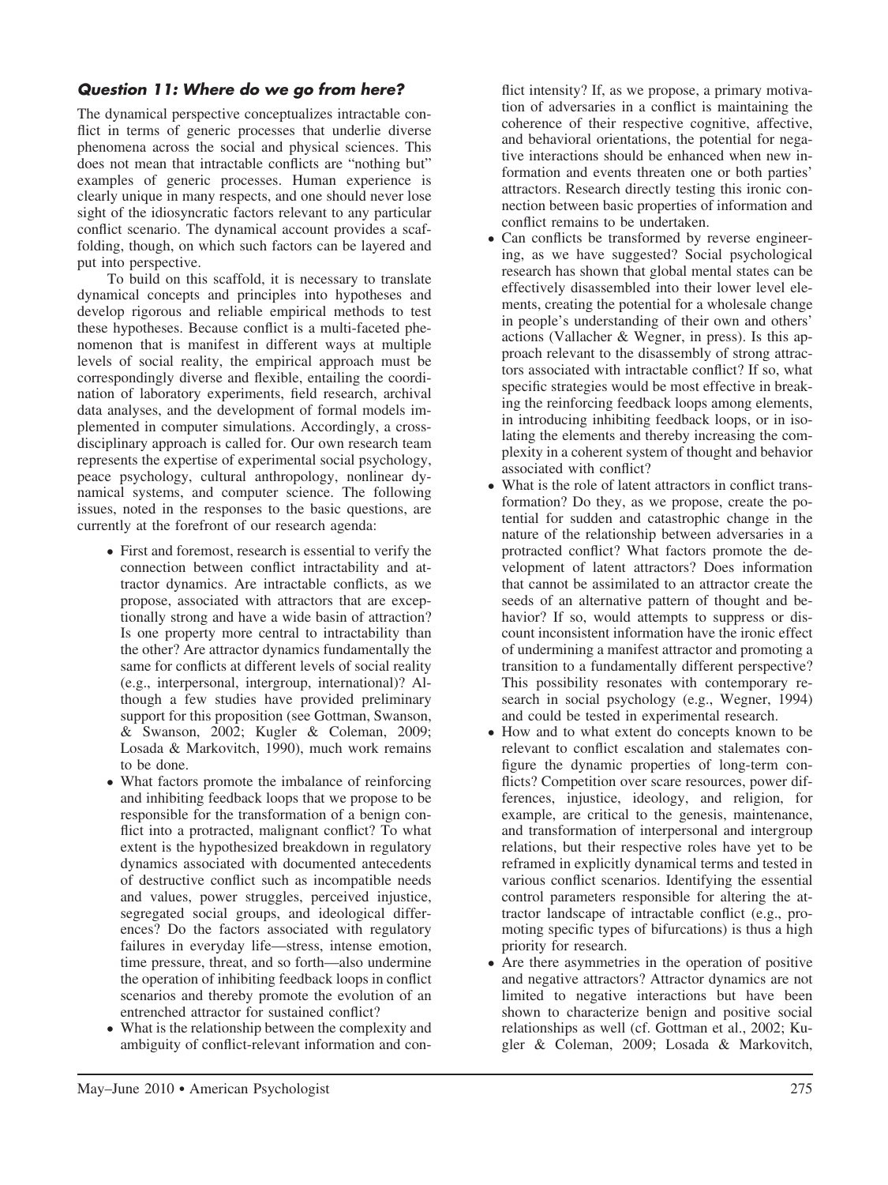### *Question 11: Where do we go from here?*

The dynamical perspective conceptualizes intractable conflict in terms of generic processes that underlie diverse phenomena across the social and physical sciences. This does not mean that intractable conflicts are "nothing but" examples of generic processes. Human experience is clearly unique in many respects, and one should never lose sight of the idiosyncratic factors relevant to any particular conflict scenario. The dynamical account provides a scaffolding, though, on which such factors can be layered and put into perspective.

To build on this scaffold, it is necessary to translate dynamical concepts and principles into hypotheses and develop rigorous and reliable empirical methods to test these hypotheses. Because conflict is a multi-faceted phenomenon that is manifest in different ways at multiple levels of social reality, the empirical approach must be correspondingly diverse and flexible, entailing the coordination of laboratory experiments, field research, archival data analyses, and the development of formal models implemented in computer simulations. Accordingly, a cross-disciplinary approach is called for. Our own research team represents the expertise of experimental social psychology, peace psychology, cultural anthropology, nonlinear dynamical systems, and computer science. The following issues, noted in the responses to the basic questions, are currently at the forefront of our research agenda:

- First and foremost, research is essential to verify the connection between conflict intractability and attractor dynamics. Are intractable conflicts, as we propose, associated with attractors that are exceptionally strong and have a wide basin of attraction? Is one property more central to intractability than the other? Are attractor dynamics fundamentally the same for conflicts at different levels of social reality (e.g., interpersonal, intergroup, international)? Although a few studies have provided preliminary support for this proposition (see Gottman, Swanson, & Swanson, 2002; Kugler & Coleman, 2009; Losada & Markovitch, 1990), much work remains to be done.
- What factors promote the imbalance of reinforcing and inhibiting feedback loops that we propose to be responsible for the transformation of a benign conflict into a protracted, malignant conflict? To what extent is the hypothesized breakdown in regulatory dynamics associated with documented antecedents of destructive conflict such as incompatible needs and values, power struggles, perceived injustice, segregated social groups, and ideological differences? Do the factors associated with regulatory failures in everyday life—stress, intense emotion, time pressure, threat, and so forth—also undermine the operation of inhibiting feedback loops in conflict scenarios and thereby promote the evolution of an entrenched attractor for sustained conflict?
- What is the relationship between the complexity and ambiguity of conflict-relevant information and conflict intensity? If, as we propose, a primary motivation of adversaries in a conflict is maintaining the coherence of their respective cognitive, affective, and behavioral orientations, the potential for negative interactions should be enhanced when new information and events threaten one or both parties' attractors. Research directly testing this ironic connection between basic properties of information and conflict remains to be undertaken.
- Can conflicts be transformed by reverse engineering, as we have suggested? Social psychological research has shown that global mental states can be effectively disassembled into their lower level elements, creating the potential for a wholesale change in people's understanding of their own and others' actions (Vallacher & Wegner, in press). Is this approach relevant to the disassembly of strong attractors associated with intractable conflict? If so, what specific strategies would be most effective in breaking the reinforcing feedback loops among elements, in introducing inhibiting feedback loops, or in isolating the elements and thereby increasing the complexity in a coherent system of thought and behavior associated with conflict?
- What is the role of latent attractors in conflict transformation? Do they, as we propose, create the potential for sudden and catastrophic change in the nature of the relationship between adversaries in a protracted conflict? What factors promote the development of latent attractors? Does information that cannot be assimilated to an attractor create the seeds of an alternative pattern of thought and behavior? If so, would attempts to suppress or discount inconsistent information have the ironic effect of undermining a manifest attractor and promoting a transition to a fundamentally different perspective? This possibility resonates with contemporary research in social psychology (e.g., Wegner, 1994) and could be tested in experimental research.
- How and to what extent do concepts known to be relevant to conflict escalation and stalemates configure the dynamic properties of long-term conflicts? Competition over scare resources, power differences, injustice, ideology, and religion, for example, are critical to the genesis, maintenance, and transformation of interpersonal and intergroup relations, but their respective roles have yet to be reframed in explicitly dynamical terms and tested in various conflict scenarios. Identifying the essential control parameters responsible for altering the attractor landscape of intractable conflict (e.g., promoting specific types of bifurcations) is thus a high priority for research.
- Are there asymmetries in the operation of positive and negative attractors? Attractor dynamics are not limited to negative interactions but have been shown to characterize benign and positive social relationships as well (cf. Gottman et al., 2002; Kugler & Coleman, 2009; Losada & Markovitch,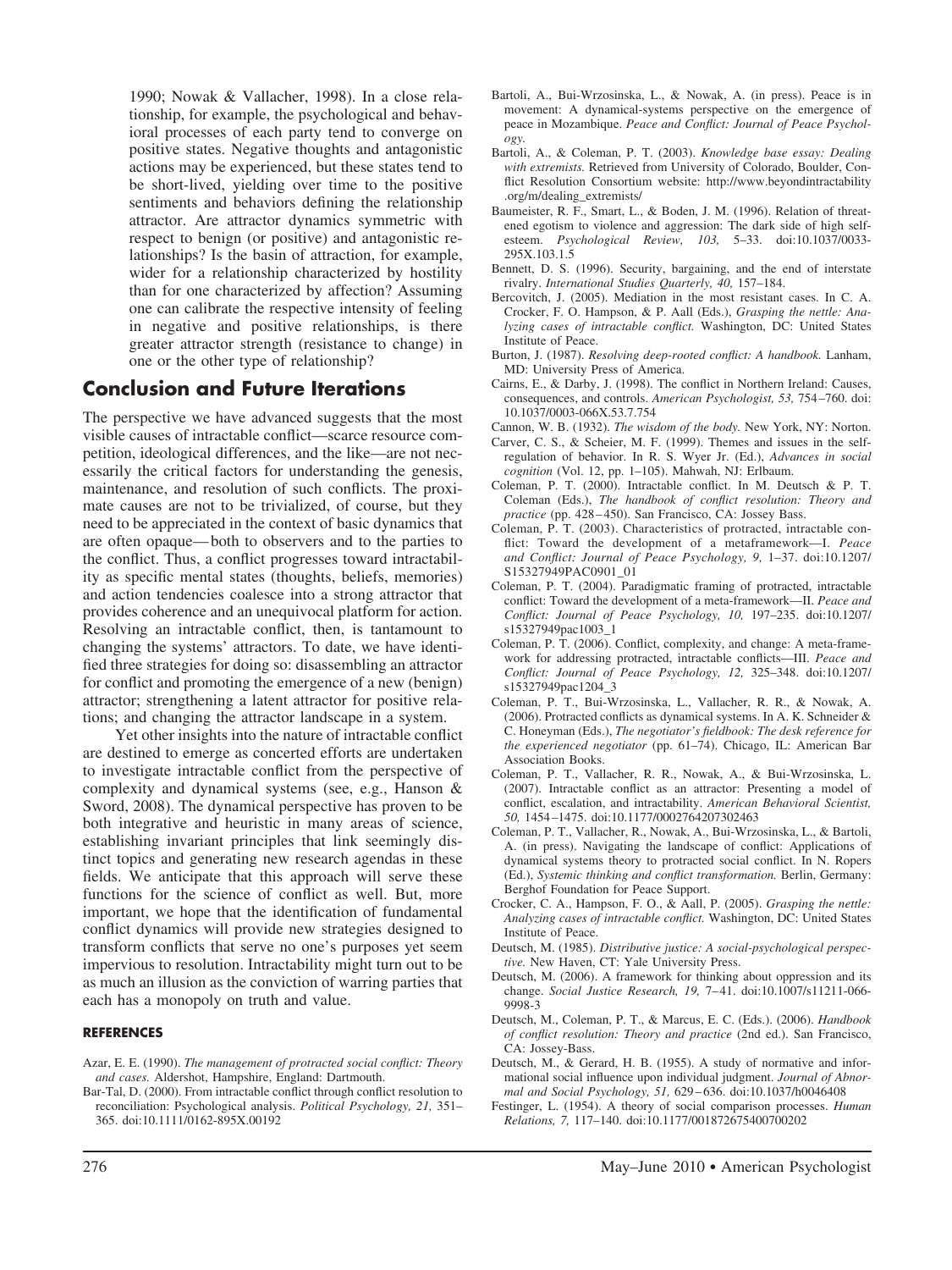1990; Nowak & Vallacher, 1998). In a close relationship, for example, the psychological and behavioral processes of each party tend to converge on positive states. Negative thoughts and antagonistic actions may be experienced, but these states tend to be short-lived, yielding over time to the positive sentiments and behaviors defining the relationship attractor. Are attractor dynamics symmetric with respect to benign (or positive) and antagonistic relationships? Is the basin of attraction, for example, wider for a relationship characterized by hostility than for one characterized by affection? Assuming one can calibrate the respective intensity of feeling in negative and positive relationships, is there greater attractor strength (resistance to change) in one or the other type of relationship?

## Conclusion and Future Iterations

The perspective we have advanced suggests that the most visible causes of intractable conflict—scarce resource competition, ideological differences, and the like—are not necessarily the critical factors for understanding the genesis, maintenance, and resolution of such conflicts. The proximate causes are not to be trivialized, of course, but they need to be appreciated in the context of basic dynamics that are often opaque—both to observers and to the parties to the conflict. Thus, a conflict progresses toward intractability as specific mental states (thoughts, beliefs, memories) and action tendencies coalesce into a strong attractor that provides coherence and an unequivocal platform for action. Resolving an intractable conflict, then, is tantamount to changing the systems' attractors. To date, we have identified three strategies for doing so: disassembling an attractor for conflict and promoting the emergence of a new (benign) attractor; strengthening a latent attractor for positive relations; and changing the attractor landscape in a system.

Yet other insights into the nature of intractable conflict are destined to emerge as concerted efforts are undertaken to investigate intractable conflict from the perspective of complexity and dynamical systems (see, e.g., Hanson & Sword, 2008). The dynamical perspective has proven to be both integrative and heuristic in many areas of science, establishing invariant principles that link seemingly distinct topics and generating new research agendas in these fields. We anticipate that this approach will serve these functions for the science of conflict as well. But, more important, we hope that the identification of fundamental conflict dynamics will provide new strategies designed to transform conflicts that serve no one's purposes yet seem impervious to resolution. Intractability might turn out to be as much an illusion as the conviction of warring parties that each has a monopoly on truth and value.

#### REFERENCES

Azar, E. E. (1990). *The management of protracted social conflict: Theory and cases.* Aldershot, Hampshire, England: Dartmouth.

Bar-Tal, D. (2000). From intractable conflict through conflict resolution to reconciliation: Psychological analysis. *Political Psychology, 21,* 351–365. doi:10.1111/0162-895X.00192

Bartoli, A., Bui-Wrzosinska, L., & Nowak, A. (in press). Peace is in movement: A dynamical-systems perspective on the emergence of peace in Mozambique. *Peace and Conflict: Journal of Peace Psychology.*

Bartoli, A., & Coleman, P. T. (2003). *Knowledge base essay: Dealing with extremists.* Retrieved from University of Colorado, Boulder, Conflict Resolution Consortium website: http://www.beyondintractability.org/m/dealing_extremists/

Baumeister, R. F., Smart, L., & Boden, J. M. (1996). Relation of threatened egotism to violence and aggression: The dark side of high self-esteem. *Psychological Review, 103,* 5–33. doi:10.1037/0033-295X.103.1.5

Bennett, D. S. (1996). Security, bargaining, and the end of interstate rivalry. *International Studies Quarterly, 40,* 157–184.

Bercovitch, J. (2005). Mediation in the most resistant cases. In C. A. Crocker, F. O. Hampson, & P. Aall (Eds.), *Grasping the nettle: Analyzing cases of intractable conflict.* Washington, DC: United States Institute of Peace.

Burton, J. (1987). *Resolving deep-rooted conflict: A handbook.* Lanham, MD: University Press of America.

Cairns, E., & Darby, J. (1998). The conflict in Northern Ireland: Causes, consequences, and controls. *American Psychologist, 53,* 754–760. doi:10.1037/0003-066X.53.7.754

Cannon, W. B. (1932). *The wisdom of the body.* New York, NY: Norton.

Carver, C. S., & Scheier, M. F. (1999). Themes and issues in the self-regulation of behavior. In R. S. Wyer Jr. (Ed.), *Advances in social cognition* (Vol. 12, pp. 1–105). Mahwah, NJ: Erlbaum.

Coleman, P. T. (2000). Intractable conflict. In M. Deutsch & P. T. Coleman (Eds.), *The handbook of conflict resolution: Theory and practice* (pp. 428–450). San Francisco, CA: Jossey Bass.

Coleman, P. T. (2003). Characteristics of protracted, intractable conflict: Toward the development of a metaframework—I. *Peace and Conflict: Journal of Peace Psychology, 9,* 1–37. doi:10.1207/S15327949PAC0901_01

Coleman, P. T. (2004). Paradigmatic framing of protracted, intractable conflict: Toward the development of a meta-framework—II. *Peace and Conflict: Journal of Peace Psychology, 10,* 197–235. doi:10.1207/s15327949pac1003_1

Coleman, P. T. (2006). Conflict, complexity, and change: A meta-framework for addressing protracted, intractable conflicts—III. *Peace and Conflict: Journal of Peace Psychology, 12,* 325–348. doi:10.1207/s15327949pac1204_3

Coleman, P. T., Bui-Wrzosinska, L., Vallacher, R. R., & Nowak, A. (2006). Protracted conflicts as dynamical systems. In A. K. Schneider & C. Honeyman (Eds.), *The negotiator's fieldbook: The desk reference for the experienced negotiator* (pp. 61–74). Chicago, IL: American Bar Association Books.

Coleman, P. T., Vallacher, R. R., Nowak, A., & Bui-Wrzosinska, L. (2007). Intractable conflict as an attractor: Presenting a model of conflict, escalation, and intractability. *American Behavioral Scientist, 50,* 1454–1475. doi:10.1177/0002764207302463

Coleman, P. T., Vallacher, R., Nowak, A., Bui-Wrzosinska, L., & Bartoli, A. (in press). Navigating the landscape of conflict: Applications of dynamical systems theory to protracted social conflict. In N. Ropers (Ed.), *Systemic thinking and conflict transformation.* Berlin, Germany: Berghof Foundation for Peace Support.

Crocker, C. A., Hampson, F. O., & Aall, P. (2005). *Grasping the nettle: Analyzing cases of intractable conflict.* Washington, DC: United States Institute of Peace.

Deutsch, M. (1985). *Distributive justice: A social-psychological perspective.* New Haven, CT: Yale University Press.

Deutsch, M. (2006). A framework for thinking about oppression and its change. *Social Justice Research, 19,* 7–41. doi:10.1007/s11211-066-9998-3

Deutsch, M., Coleman, P. T., & Marcus, E. C. (Eds.). (2006). *Handbook of conflict resolution: Theory and practice* (2nd ed.). San Francisco, CA: Jossey-Bass.

Deutsch, M., & Gerard, H. B. (1955). A study of normative and informational social influence upon individual judgment. *Journal of Abnormal and Social Psychology, 51,* 629–636. doi:10.1037/h0046408

Festinger, L. (1954). A theory of social comparison processes. *Human Relations, 7,* 117–140. doi:10.1177/001872675400700202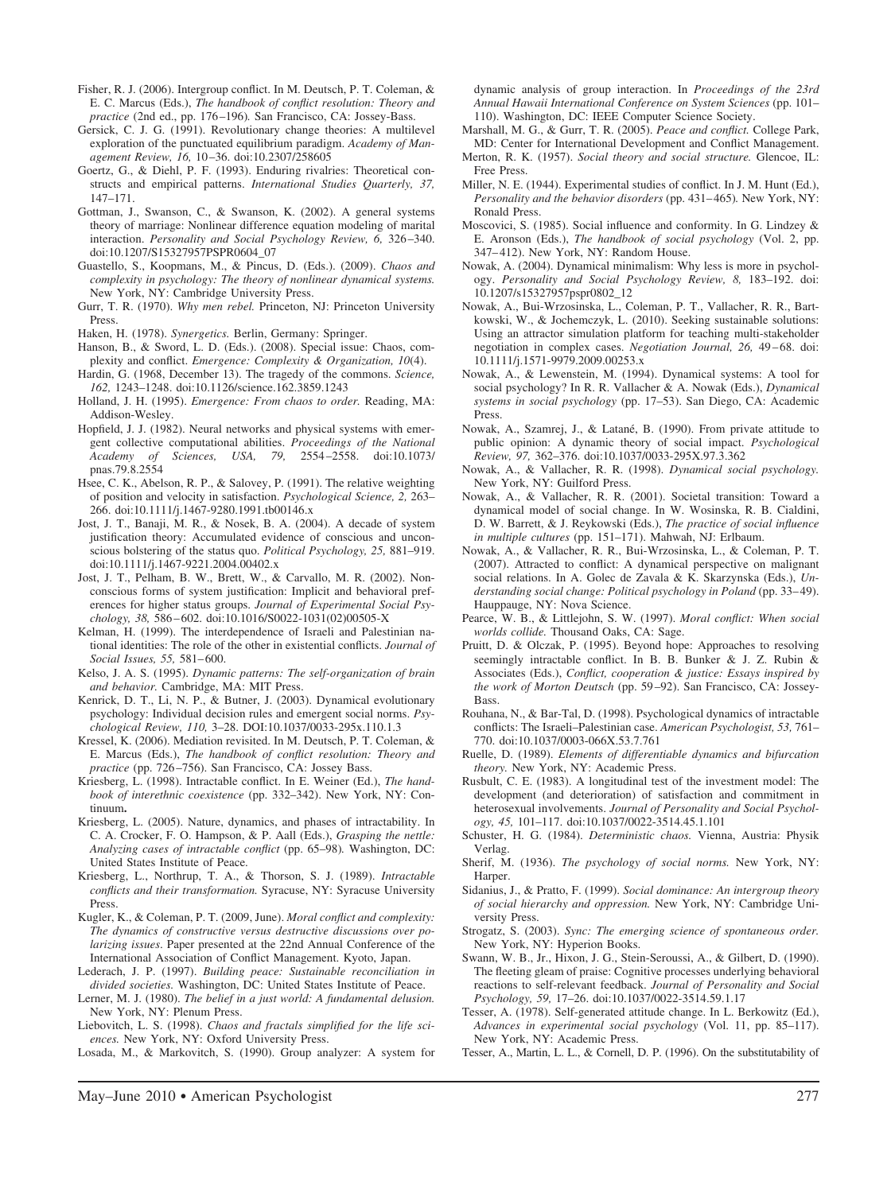Fisher, R. J. (2006). Intergroup conflict. In M. Deutsch, P. T. Coleman, & E. C. Marcus (Eds.), *The handbook of conflict resolution: Theory and practice* (2nd ed., pp. 176–196). San Francisco, CA: Jossey-Bass.

Gersick, C. J. G. (1991). Revolutionary change theories: A multilevel exploration of the punctuated equilibrium paradigm. *Academy of Management Review, 16,* 10–36. doi:10.2307/258605

Goertz, G., & Diehl, P. F. (1993). Enduring rivalries: Theoretical constructs and empirical patterns. *International Studies Quarterly, 37,* 147–171.

Gottman, J., Swanson, C., & Swanson, K. (2002). A general systems theory of marriage: Nonlinear difference equation modeling of marital interaction. *Personality and Social Psychology Review, 6,* 326–340. doi:10.1207/S15327957PSPR0604_07

Guastello, S., Koopmans, M., & Pincus, D. (Eds.). (2009). *Chaos and complexity in psychology: The theory of nonlinear dynamical systems.* New York, NY: Cambridge University Press.

Gurr, T. R. (1970). *Why men rebel.* Princeton, NJ: Princeton University Press.

Haken, H. (1978). *Synergetics.* Berlin, Germany: Springer.

Hanson, B., & Sword, L. D. (Eds.). (2008). Special issue: Chaos, complexity and conflict. *Emergence: Complexity & Organization, 10*(4).

Hardin, G. (1968, December 13). The tragedy of the commons. *Science, 162,* 1243–1248. doi:10.1126/science.162.3859.1243

Holland, J. H. (1995). *Emergence: From chaos to order.* Reading, MA: Addison-Wesley.

Hopfield, J. J. (1982). Neural networks and physical systems with emergent collective computational abilities. *Proceedings of the National Academy of Sciences, USA, 79,* 2554–2558. doi:10.1073/pnas.79.8.2554

Hsee, C. K., Abelson, R. P., & Salovey, P. (1991). The relative weighting of position and velocity in satisfaction. *Psychological Science, 2,* 263–266. doi:10.1111/j.1467-9280.1991.tb00146.x

Jost, J. T., Banaji, M. R., & Nosek, B. A. (2004). A decade of system justification theory: Accumulated evidence of conscious and unconscious bolstering of the status quo. *Political Psychology, 25,* 881–919. doi:10.1111/j.1467-9221.2004.00402.x

Jost, J. T., Pelham, B. W., Brett, W., & Carvallo, M. R. (2002). Nonconscious forms of system justification: Implicit and behavioral preferences for higher status groups. *Journal of Experimental Social Psychology, 38,* 586–602. doi:10.1016/S0022-1031(02)00505-X

Kelman, H. (1999). The interdependence of Israeli and Palestinian national identities: The role of the other in existential conflicts. *Journal of Social Issues, 55,* 581–600.

Kelso, J. A. S. (1995). *Dynamic patterns: The self-organization of brain and behavior.* Cambridge, MA: MIT Press.

Kenrick, D. T., Li, N. P., & Butner, J. (2003). Dynamical evolutionary psychology: Individual decision rules and emergent social norms. *Psychological Review, 110,* 3–28. DOI:10.1037/0033-295x.110.1.3

Kressel, K. (2006). Mediation revisited. In M. Deutsch, P. T. Coleman, & E. Marcus (Eds.), *The handbook of conflict resolution: Theory and practice* (pp. 726–756). San Francisco, CA: Jossey Bass.

Kriesberg, L. (1998). Intractable conflict. In E. Weiner (Ed.), *The handbook of interethnic coexistence* (pp. 332–342). New York, NY: Continuum.

Kriesberg, L. (2005). Nature, dynamics, and phases of intractability. In C. A. Crocker, F. O. Hampson, & P. Aall (Eds.), *Grasping the nettle: Analyzing cases of intractable conflict* (pp. 65–98). Washington, DC: United States Institute of Peace.

Kriesberg, L., Northrup, T. A., & Thorson, S. J. (1989). *Intractable conflicts and their transformation.* Syracuse, NY: Syracuse University Press.

Kugler, K., & Coleman, P. T. (2009, June). *Moral conflict and complexity: The dynamics of constructive versus destructive discussions over polarizing issues.* Paper presented at the 22nd Annual Conference of the International Association of Conflict Management. Kyoto, Japan.

Lederach, J. P. (1997). *Building peace: Sustainable reconciliation in divided societies.* Washington, DC: United States Institute of Peace.

Lerner, M. J. (1980). *The belief in a just world: A fundamental delusion.* New York, NY: Plenum Press.

Liebovitch, L. S. (1998). *Chaos and fractals simplified for the life sciences.* New York, NY: Oxford University Press.

Losada, M., & Markovitch, S. (1990). Group analyzer: A system for dynamic analysis of group interaction. In *Proceedings of the 23rd Annual Hawaii International Conference on System Sciences* (pp. 101–110). Washington, DC: IEEE Computer Science Society.

Marshall, M. G., & Gurr, T. R. (2005). *Peace and conflict.* College Park, MD: Center for International Development and Conflict Management.

Merton, R. K. (1957). *Social theory and social structure.* Glencoe, IL: Free Press.

Miller, N. E. (1944). Experimental studies of conflict. In J. M. Hunt (Ed.), *Personality and the behavior disorders* (pp. 431–465). New York, NY: Ronald Press.

Moscovici, S. (1985). Social influence and conformity. In G. Lindzey & E. Aronson (Eds.), *The handbook of social psychology* (Vol. 2, pp. 347–412). New York, NY: Random House.

Nowak, A. (2004). Dynamical minimalism: Why less is more in psychology. *Personality and Social Psychology Review, 8,* 183–192. doi:10.1207/s15327957pspr0802_12

Nowak, A., Bui-Wrzosinska, L., Coleman, P. T., Vallacher, R. R., Bartkowski, W., & Jochemczyk, L. (2010). Seeking sustainable solutions: Using an attractor simulation platform for teaching multi-stakeholder negotiation in complex cases. *Negotiation Journal, 26,* 49–68. doi:10.1111/j.1571-9979.2009.00253.x

Nowak, A., & Lewenstein, M. (1994). Dynamical systems: A tool for social psychology? In R. R. Vallacher & A. Nowak (Eds.), *Dynamical systems in social psychology* (pp. 17–53). San Diego, CA: Academic Press.

Nowak, A., Szamrej, J., & Latané, B. (1990). From private attitude to public opinion: A dynamic theory of social impact. *Psychological Review, 97,* 362–376. doi:10.1037/0033-295X.97.3.362

Nowak, A., & Vallacher, R. R. (1998). *Dynamical social psychology.* New York, NY: Guilford Press.

Nowak, A., & Vallacher, R. R. (2001). Societal transition: Toward a dynamical model of social change. In W. Wosinska, R. B. Cialdini, D. W. Barrett, & J. Reykowski (Eds.), *The practice of social influence in multiple cultures* (pp. 151–171). Mahwah, NJ: Erlbaum.

Nowak, A., & Vallacher, R. R., Bui-Wrzosinska, L., & Coleman, P. T. (2007). Attracted to conflict: A dynamical perspective on malignant social relations. In A. Golec de Zavala & K. Skarzynska (Eds.), *Understanding social change: Political psychology in Poland* (pp. 33–49). Hauppauge, NY: Nova Science.

Pearce, W. B., & Littlejohn, S. W. (1997). *Moral conflict: When social worlds collide.* Thousand Oaks, CA: Sage.

Pruitt, D. & Olczak, P. (1995). Beyond hope: Approaches to resolving seemingly intractable conflict. In B. B. Bunker & J. Z. Rubin & Associates (Eds.), *Conflict, cooperation & justice: Essays inspired by the work of Morton Deutsch* (pp. 59–92). San Francisco, CA: Jossey-Bass.

Rouhana, N., & Bar-Tal, D. (1998). Psychological dynamics of intractable conflicts: The Israeli–Palestinian case. *American Psychologist, 53,* 761–770. doi:10.1037/0003-066X.53.7.761

Ruelle, D. (1989). *Elements of differentiable dynamics and bifurcation theory.* New York, NY: Academic Press.

Rusbult, C. E. (1983). A longitudinal test of the investment model: The development (and deterioration) of satisfaction and commitment in heterosexual involvements. *Journal of Personality and Social Psychology, 45,* 101–117. doi:10.1037/0022-3514.45.1.101

Schuster, H. G. (1984). *Deterministic chaos.* Vienna, Austria: Physik Verlag.

Sherif, M. (1936). *The psychology of social norms.* New York, NY: Harper.

Sidanius, J., & Pratto, F. (1999). *Social dominance: An intergroup theory of social hierarchy and oppression.* New York, NY: Cambridge University Press.

Strogatz, S. (2003). *Sync: The emerging science of spontaneous order.* New York, NY: Hyperion Books.

Swann, W. B., Jr., Hixon, J. G., Stein-Seroussi, A., & Gilbert, D. (1990). The fleeting gleam of praise: Cognitive processes underlying behavioral reactions to self-relevant feedback. *Journal of Personality and Social Psychology, 59,* 17–26. doi:10.1037/0022-3514.59.1.17

Tesser, A. (1978). Self-generated attitude change. In L. Berkowitz (Ed.), *Advances in experimental social psychology* (Vol. 11, pp. 85–117). New York, NY: Academic Press.

Tesser, A., Martin, L. L., & Cornell, D. P. (1996). On the substitutability of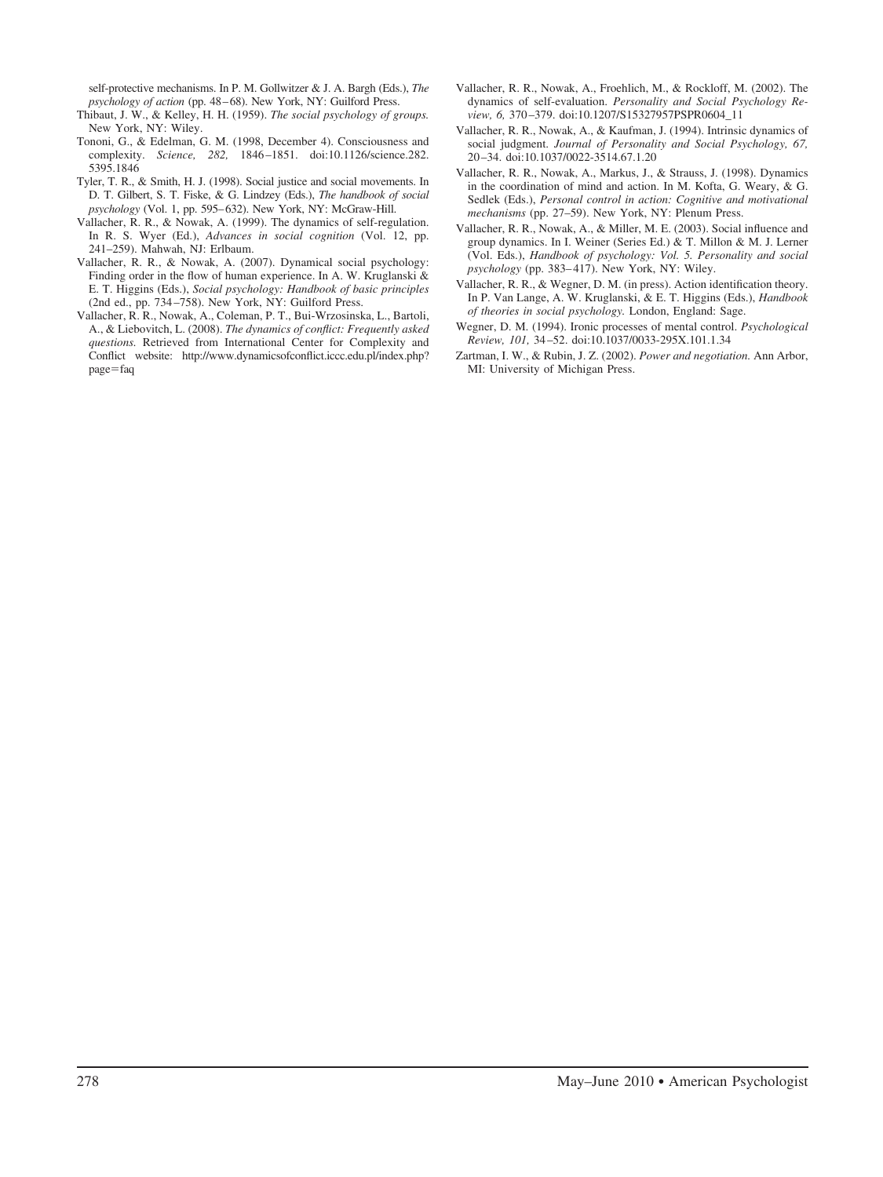self-protective mechanisms. In P. M. Gollwitzer & J. A. Bargh (Eds.), *The psychology of action* (pp. 48–68). New York, NY: Guilford Press.

Thibaut, J. W., & Kelley, H. H. (1959). *The social psychology of groups.* New York, NY: Wiley.

Tononi, G., & Edelman, G. M. (1998, December 4). Consciousness and complexity. *Science, 282,* 1846–1851. doi:10.1126/science.282.5395.1846

Tyler, T. R., & Smith, H. J. (1998). Social justice and social movements. In D. T. Gilbert, S. T. Fiske, & G. Lindzey (Eds.), *The handbook of social psychology* (Vol. 1, pp. 595–632). New York, NY: McGraw-Hill.

Vallacher, R. R., & Nowak, A. (1999). The dynamics of self-regulation. In R. S. Wyer (Ed.), *Advances in social cognition* (Vol. 12, pp. 241–259). Mahwah, NJ: Erlbaum.

Vallacher, R. R., & Nowak, A. (2007). Dynamical social psychology: Finding order in the flow of human experience. In A. W. Kruglanski & E. T. Higgins (Eds.), *Social psychology: Handbook of basic principles* (2nd ed., pp. 734–758). New York, NY: Guilford Press.

Vallacher, R. R., Nowak, A., Coleman, P. T., Bui-Wrzosinska, L., Bartoli, A., & Liebovitch, L. (2008). *The dynamics of conflict: Frequently asked questions.* Retrieved from International Center for Complexity and Conflict website: http://www.dynamicsofconflict.iccc.edu.pl/index.php?page=faq

Vallacher, R. R., Nowak, A., Froehlich, M., & Rockloff, M. (2002). The dynamics of self-evaluation. *Personality and Social Psychology Review, 6,* 370–379. doi:10.1207/S15327957PSPR0604_11

Vallacher, R. R., Nowak, A., & Kaufman, J. (1994). Intrinsic dynamics of social judgment. *Journal of Personality and Social Psychology, 67,* 20–34. doi:10.1037/0022-3514.67.1.20

Vallacher, R. R., Nowak, A., Markus, J., & Strauss, J. (1998). Dynamics in the coordination of mind and action. In M. Kofta, G. Weary, & G. Sedlek (Eds.), *Personal control in action: Cognitive and motivational mechanisms* (pp. 27–59). New York, NY: Plenum Press.

Vallacher, R. R., Nowak, A., & Miller, M. E. (2003). Social influence and group dynamics. In I. Weiner (Series Ed.) & T. Millon & M. J. Lerner (Vol. Eds.), *Handbook of psychology: Vol. 5. Personality and social psychology* (pp. 383–417). New York, NY: Wiley.

Vallacher, R. R., & Wegner, D. M. (in press). Action identification theory. In P. Van Lange, A. W. Kruglanski, & E. T. Higgins (Eds.), *Handbook of theories in social psychology.* London, England: Sage.

Wegner, D. M. (1994). Ironic processes of mental control. *Psychological Review, 101,* 34–52. doi:10.1037/0033-295X.101.1.34

Zartman, I. W., & Rubin, J. Z. (2002). *Power and negotiation.* Ann Arbor, MI: University of Michigan Press.